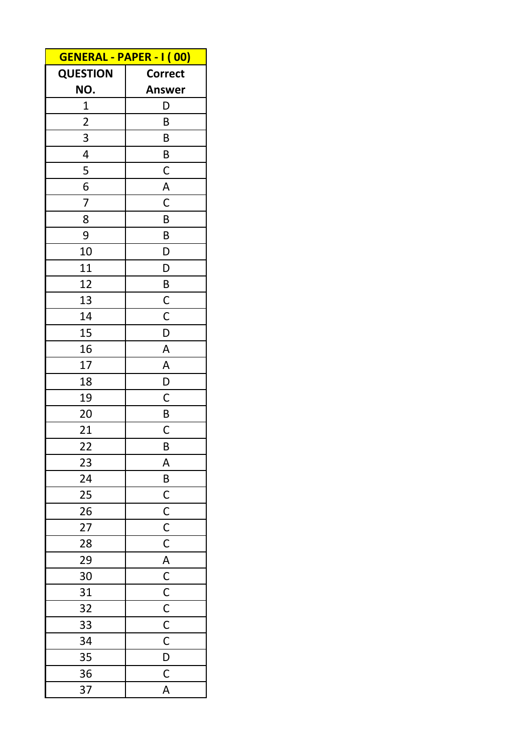| GENERAL - PAPER - I ( 00) | |
|---|---|
| QUESTION NO. | Correct Answer |
| 1 | D |
| 2 | B |
| 3 | B |
| 4 | B |
| 5 | C |
| 6 | A |
| 7 | C |
| 8 | B |
| 9 | B |
| 10 | D |
| 11 | D |
| 12 | B |
| 13 | C |
| 14 | C |
| 15 | D |
| 16 | A |
| 17 | A |
| 18 | D |
| 19 | C |
| 20 | B |
| 21 | C |
| 22 | B |
| 23 | A |
| 24 | B |
| 25 | C |
| 26 | C |
| 27 | C |
| 28 | C |
| 29 | A |
| 30 | C |
| 31 | C |
| 32 | C |
| 33 | C |
| 34 | C |
| 35 | D |
| 36 | C |
| 37 | A |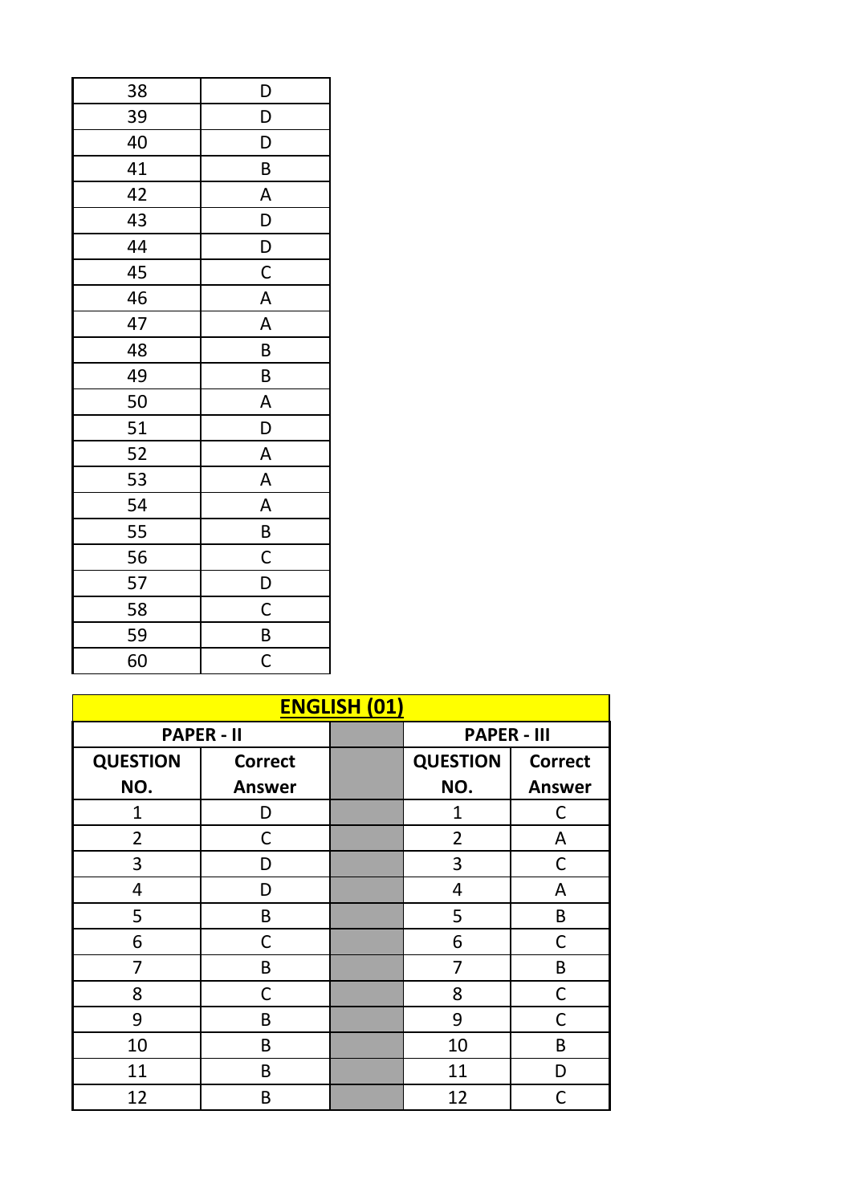| | |
|---|---|
| 38 | D |
| 39 | D |
| 40 | D |
| 41 | B |
| 42 | A |
| 43 | D |
| 44 | D |
| 45 | C |
| 46 | A |
| 47 | A |
| 48 | B |
| 49 | B |
| 50 | A |
| 51 | D |
| 52 | A |
| 53 | A |
| 54 | A |
| 55 | B |
| 56 | C |
| 57 | D |
| 58 | C |
| 59 | B |
| 60 | C |

## ENGLISH (01)

| PAPER - II | | | PAPER - III | |
|---|---|---|---|---|
| **QUESTION NO.** | **Correct Answer** | | **QUESTION NO.** | **Correct Answer** |
| 1 | D | | 1 | C |
| 2 | C | | 2 | A |
| 3 | D | | 3 | C |
| 4 | D | | 4 | A |
| 5 | B | | 5 | B |
| 6 | C | | 6 | C |
| 7 | B | | 7 | B |
| 8 | C | | 8 | C |
| 9 | B | | 9 | C |
| 10 | B | | 10 | B |
| 11 | B | | 11 | D |
| 12 | B | | 12 | C |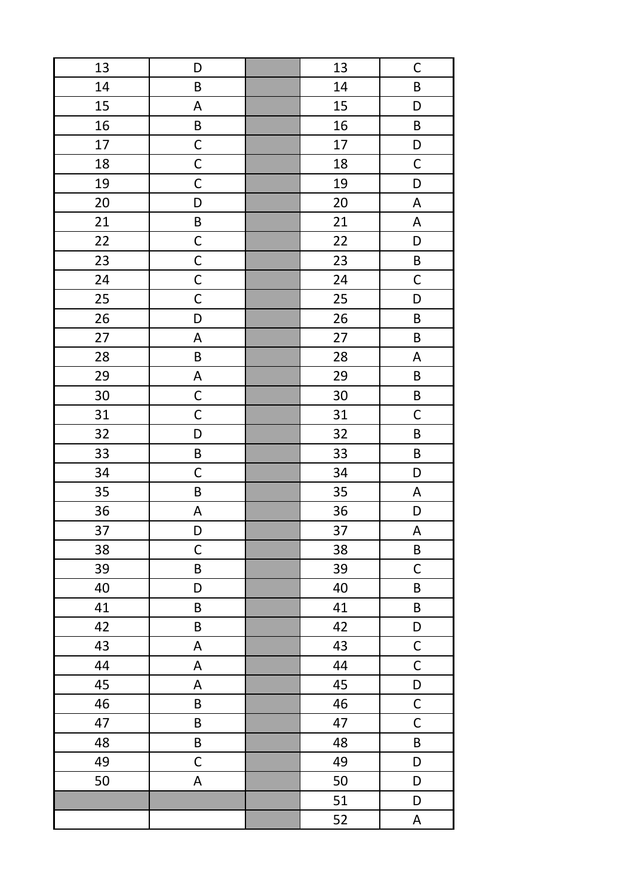| | | | | |
|---|---|---|---|---|
| 13 | D | | 13 | C |
| 14 | B | | 14 | B |
| 15 | A | | 15 | D |
| 16 | B | | 16 | B |
| 17 | C | | 17 | D |
| 18 | C | | 18 | C |
| 19 | C | | 19 | D |
| 20 | D | | 20 | A |
| 21 | B | | 21 | A |
| 22 | C | | 22 | D |
| 23 | C | | 23 | B |
| 24 | C | | 24 | C |
| 25 | C | | 25 | D |
| 26 | D | | 26 | B |
| 27 | A | | 27 | B |
| 28 | B | | 28 | A |
| 29 | A | | 29 | B |
| 30 | C | | 30 | B |
| 31 | C | | 31 | C |
| 32 | D | | 32 | B |
| 33 | B | | 33 | B |
| 34 | C | | 34 | D |
| 35 | B | | 35 | A |
| 36 | A | | 36 | D |
| 37 | D | | 37 | A |
| 38 | C | | 38 | B |
| 39 | B | | 39 | C |
| 40 | D | | 40 | B |
| 41 | B | | 41 | B |
| 42 | B | | 42 | D |
| 43 | A | | 43 | C |
| 44 | A | | 44 | C |
| 45 | A | | 45 | D |
| 46 | B | | 46 | C |
| 47 | B | | 47 | C |
| 48 | B | | 48 | B |
| 49 | C | | 49 | D |
| 50 | A | | 50 | D |
| | | | 51 | D |
| | | | 52 | A |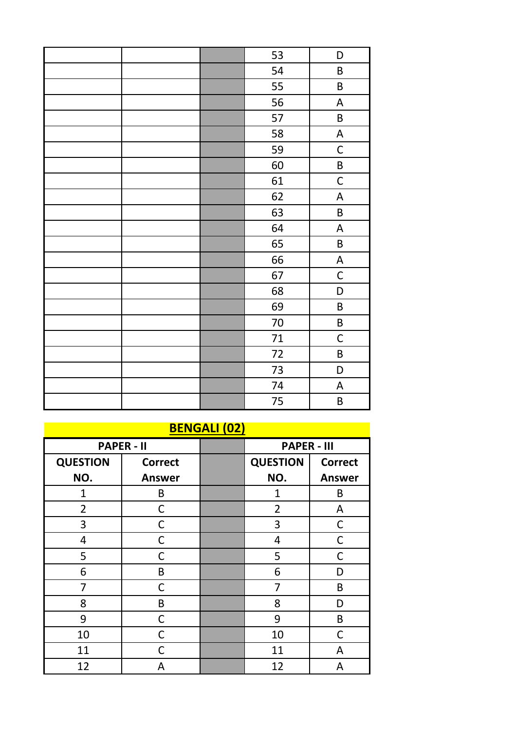| | | | | |
|---|---|---|---|---|
| | | | 53 | D |
| | | | 54 | B |
| | | | 55 | B |
| | | | 56 | A |
| | | | 57 | B |
| | | | 58 | A |
| | | | 59 | C |
| | | | 60 | B |
| | | | 61 | C |
| | | | 62 | A |
| | | | 63 | B |
| | | | 64 | A |
| | | | 65 | B |
| | | | 66 | A |
| | | | 67 | C |
| | | | 68 | D |
| | | | 69 | B |
| | | | 70 | B |
| | | | 71 | C |
| | | | 72 | B |
| | | | 73 | D |
| | | | 74 | A |
| | | | 75 | B |

## BENGALI (02)

| PAPER - II | | | PAPER - III | |
|---|---|---|---|---|
| QUESTION NO. | Correct Answer | | QUESTION NO. | Correct Answer |
| 1 | B | | 1 | B |
| 2 | C | | 2 | A |
| 3 | C | | 3 | C |
| 4 | C | | 4 | C |
| 5 | C | | 5 | C |
| 6 | B | | 6 | D |
| 7 | C | | 7 | B |
| 8 | B | | 8 | D |
| 9 | C | | 9 | B |
| 10 | C | | 10 | C |
| 11 | C | | 11 | A |
| 12 | A | | 12 | A |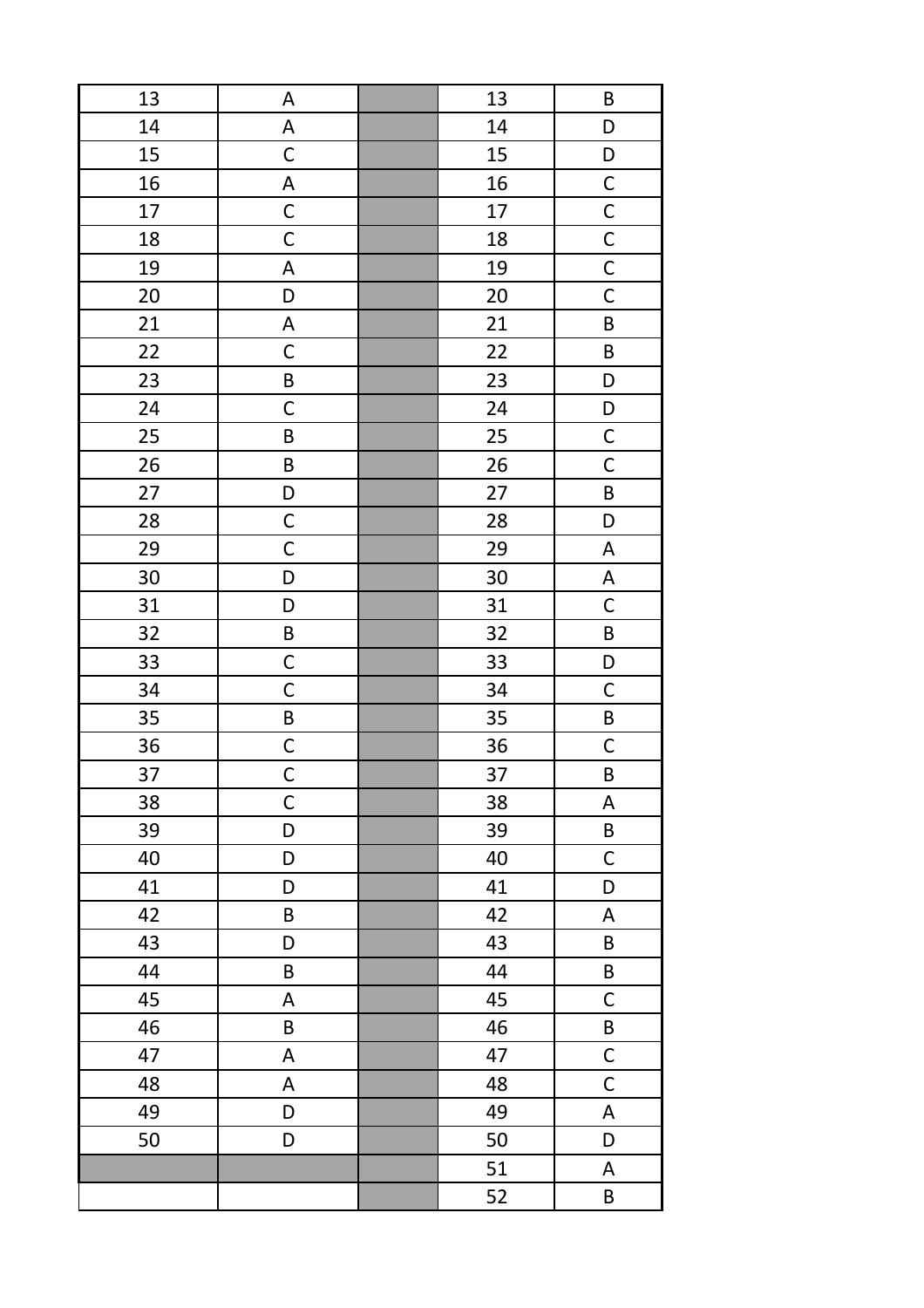| 13 | A | | 13 | B |
|---|---|---|---|---|
| 14 | A | | 14 | D |
| 15 | C | | 15 | D |
| 16 | A | | 16 | C |
| 17 | C | | 17 | C |
| 18 | C | | 18 | C |
| 19 | A | | 19 | C |
| 20 | D | | 20 | C |
| 21 | A | | 21 | B |
| 22 | C | | 22 | B |
| 23 | B | | 23 | D |
| 24 | C | | 24 | D |
| 25 | B | | 25 | C |
| 26 | B | | 26 | C |
| 27 | D | | 27 | B |
| 28 | C | | 28 | D |
| 29 | C | | 29 | A |
| 30 | D | | 30 | A |
| 31 | D | | 31 | C |
| 32 | B | | 32 | B |
| 33 | C | | 33 | D |
| 34 | C | | 34 | C |
| 35 | B | | 35 | B |
| 36 | C | | 36 | C |
| 37 | C | | 37 | B |
| 38 | C | | 38 | A |
| 39 | D | | 39 | B |
| 40 | D | | 40 | C |
| 41 | D | | 41 | D |
| 42 | B | | 42 | A |
| 43 | D | | 43 | B |
| 44 | B | | 44 | B |
| 45 | A | | 45 | C |
| 46 | B | | 46 | B |
| 47 | A | | 47 | C |
| 48 | A | | 48 | C |
| 49 | D | | 49 | A |
| 50 | D | | 50 | D |
| | | | 51 | A |
| | | | 52 | B |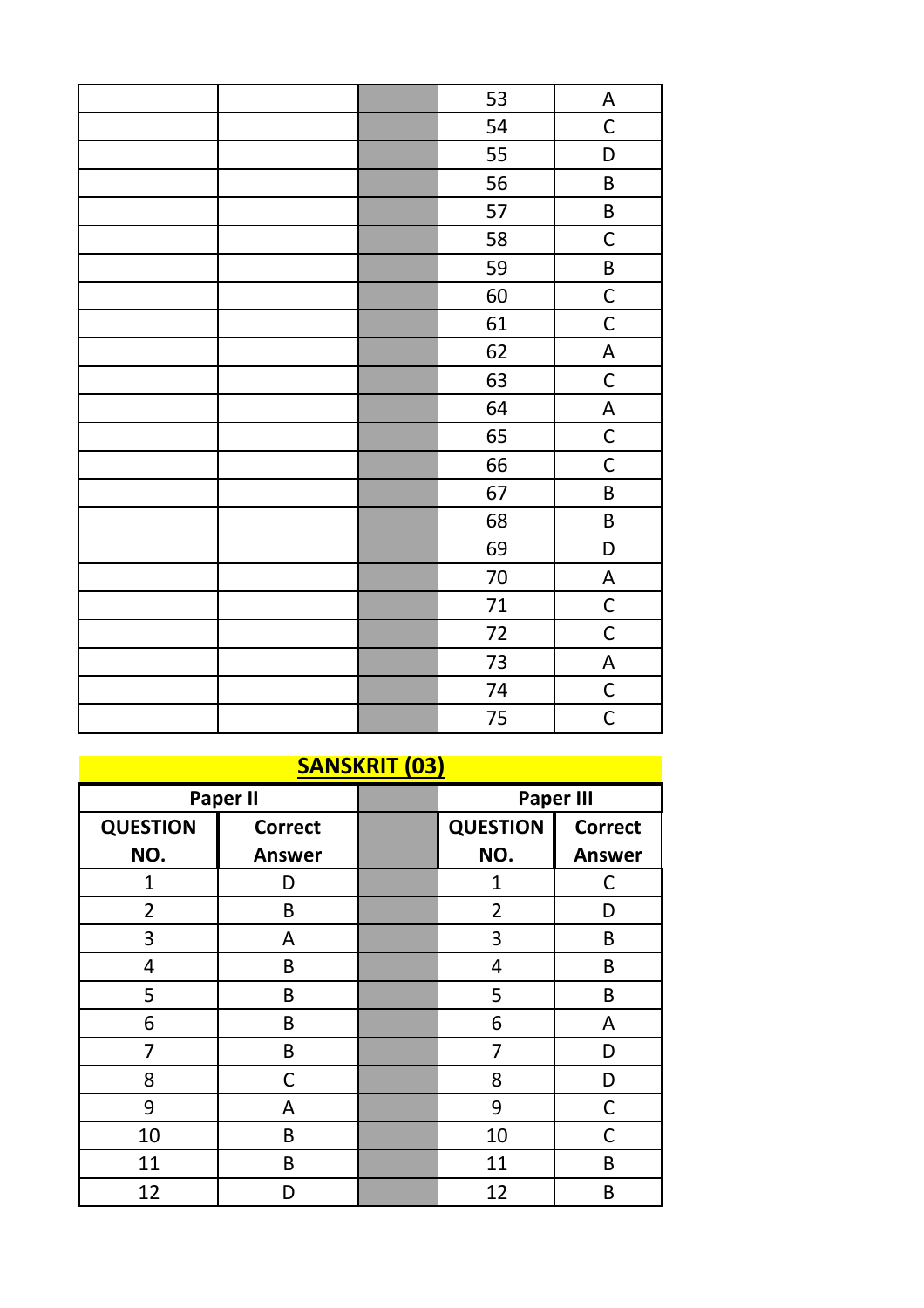| | | | | |
|---|---|---|---|---|
| | | | 53 | A |
| | | | 54 | C |
| | | | 55 | D |
| | | | 56 | B |
| | | | 57 | B |
| | | | 58 | C |
| | | | 59 | B |
| | | | 60 | C |
| | | | 61 | C |
| | | | 62 | A |
| | | | 63 | C |
| | | | 64 | A |
| | | | 65 | C |
| | | | 66 | C |
| | | | 67 | B |
| | | | 68 | B |
| | | | 69 | D |
| | | | 70 | A |
| | | | 71 | C |
| | | | 72 | C |
| | | | 73 | A |
| | | | 74 | C |
| | | | 75 | C |

## SANSKRIT (03)

| Paper II | | | Paper III | |
|---|---|---|---|---|
| **QUESTION NO.** | **Correct Answer** | | **QUESTION NO.** | **Correct Answer** |
| 1 | D | | 1 | C |
| 2 | B | | 2 | D |
| 3 | A | | 3 | B |
| 4 | B | | 4 | B |
| 5 | B | | 5 | B |
| 6 | B | | 6 | A |
| 7 | B | | 7 | D |
| 8 | C | | 8 | D |
| 9 | A | | 9 | C |
| 10 | B | | 10 | C |
| 11 | B | | 11 | B |
| 12 | D | | 12 | B |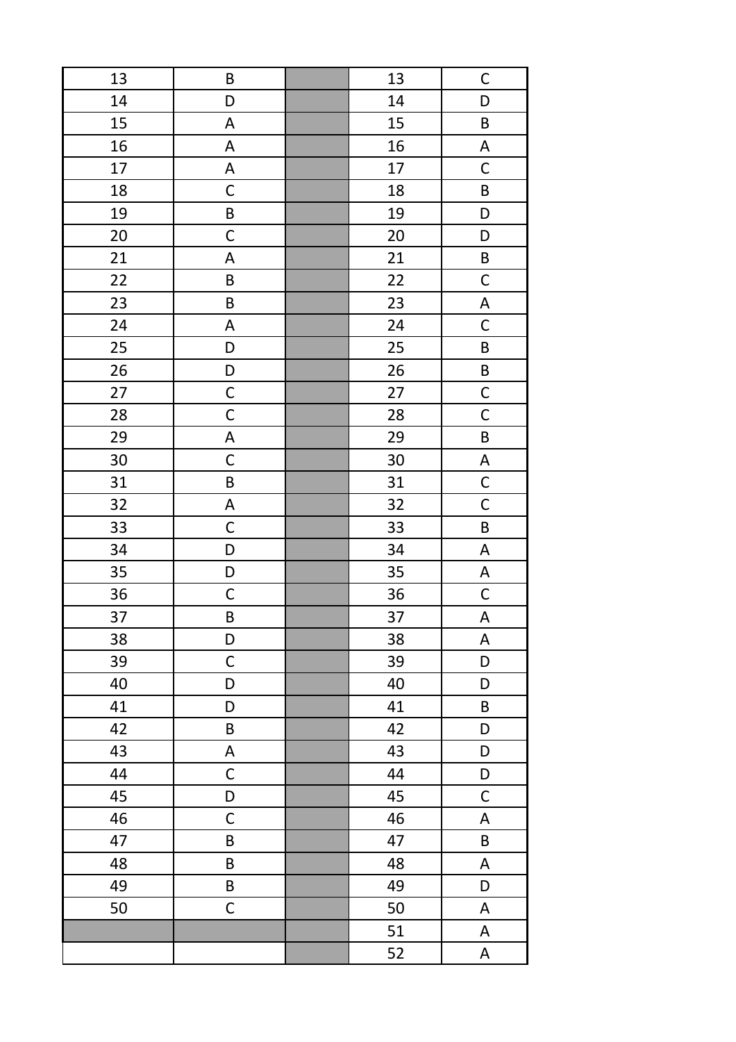| 13 | B | | 13 | C |
|---|---|---|---|---|
| 14 | D | | 14 | D |
| 15 | A | | 15 | B |
| 16 | A | | 16 | A |
| 17 | A | | 17 | C |
| 18 | C | | 18 | B |
| 19 | B | | 19 | D |
| 20 | C | | 20 | D |
| 21 | A | | 21 | B |
| 22 | B | | 22 | C |
| 23 | B | | 23 | A |
| 24 | A | | 24 | C |
| 25 | D | | 25 | B |
| 26 | D | | 26 | B |
| 27 | C | | 27 | C |
| 28 | C | | 28 | C |
| 29 | A | | 29 | B |
| 30 | C | | 30 | A |
| 31 | B | | 31 | C |
| 32 | A | | 32 | C |
| 33 | C | | 33 | B |
| 34 | D | | 34 | A |
| 35 | D | | 35 | A |
| 36 | C | | 36 | C |
| 37 | B | | 37 | A |
| 38 | D | | 38 | A |
| 39 | C | | 39 | D |
| 40 | D | | 40 | D |
| 41 | D | | 41 | B |
| 42 | B | | 42 | D |
| 43 | A | | 43 | D |
| 44 | C | | 44 | D |
| 45 | D | | 45 | C |
| 46 | C | | 46 | A |
| 47 | B | | 47 | B |
| 48 | B | | 48 | A |
| 49 | B | | 49 | D |
| 50 | C | | 50 | A |
| | | | 51 | A |
| | | | 52 | A |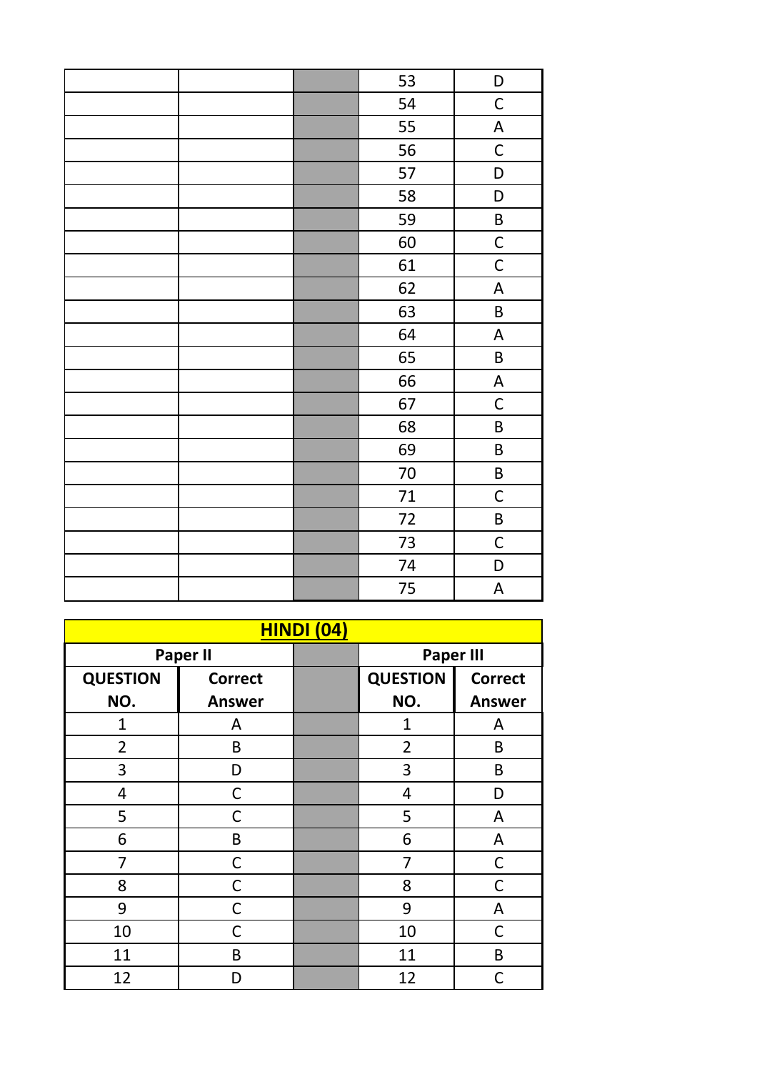| | | | | |
|---|---|---|---|---|
| | | | 53 | D |
| | | | 54 | C |
| | | | 55 | A |
| | | | 56 | C |
| | | | 57 | D |
| | | | 58 | D |
| | | | 59 | B |
| | | | 60 | C |
| | | | 61 | C |
| | | | 62 | A |
| | | | 63 | B |
| | | | 64 | A |
| | | | 65 | B |
| | | | 66 | A |
| | | | 67 | C |
| | | | 68 | B |
| | | | 69 | B |
| | | | 70 | B |
| | | | 71 | C |
| | | | 72 | B |
| | | | 73 | C |
| | | | 74 | D |
| | | | 75 | A |

## HINDI (04)

| Paper II | | | Paper III | |
|---|---|---|---|---|
| **QUESTION NO.** | **Correct Answer** | | **QUESTION NO.** | **Correct Answer** |
| 1 | A | | 1 | A |
| 2 | B | | 2 | B |
| 3 | D | | 3 | B |
| 4 | C | | 4 | D |
| 5 | C | | 5 | A |
| 6 | B | | 6 | A |
| 7 | C | | 7 | C |
| 8 | C | | 8 | C |
| 9 | C | | 9 | A |
| 10 | C | | 10 | C |
| 11 | B | | 11 | B |
| 12 | D | | 12 | C |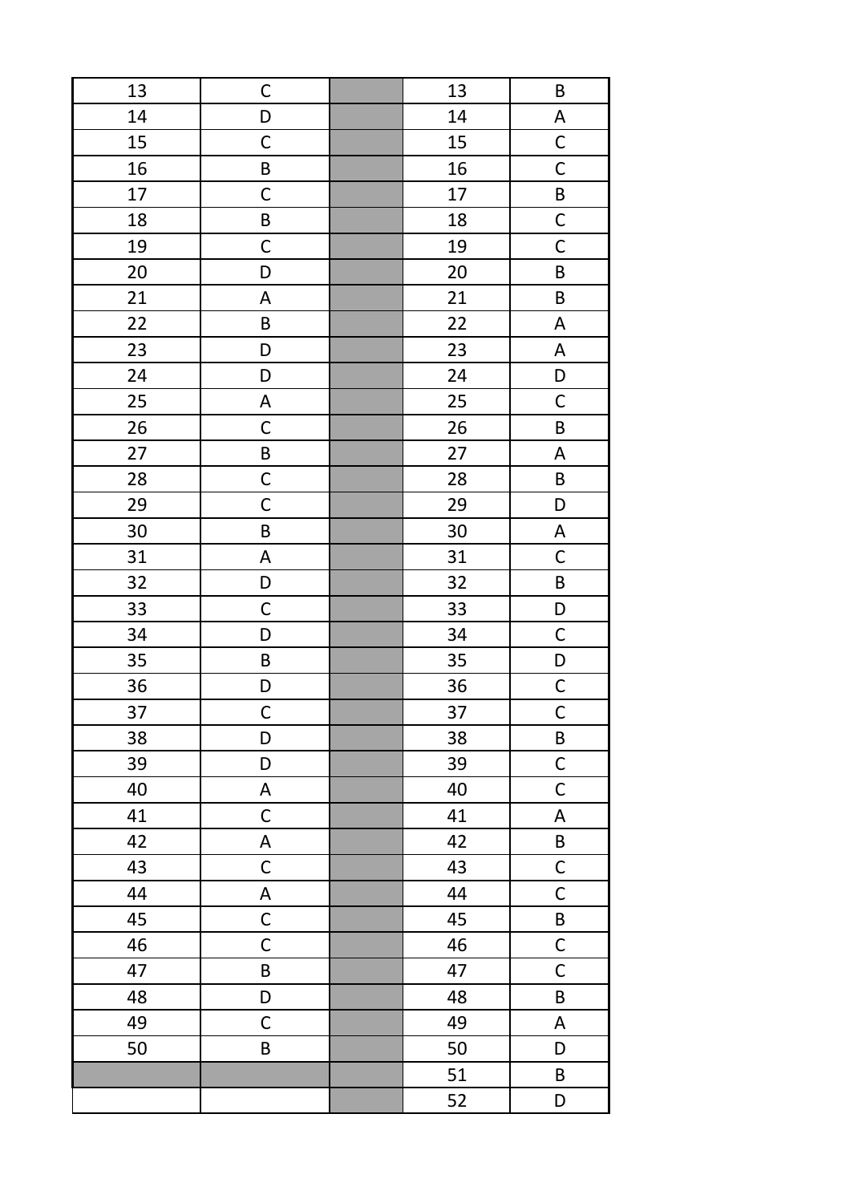| 13 | C | | 13 | B |
|---|---|---|---|---|
| 14 | D | | 14 | A |
| 15 | C | | 15 | C |
| 16 | B | | 16 | C |
| 17 | C | | 17 | B |
| 18 | B | | 18 | C |
| 19 | C | | 19 | C |
| 20 | D | | 20 | B |
| 21 | A | | 21 | B |
| 22 | B | | 22 | A |
| 23 | D | | 23 | A |
| 24 | D | | 24 | D |
| 25 | A | | 25 | C |
| 26 | C | | 26 | B |
| 27 | B | | 27 | A |
| 28 | C | | 28 | B |
| 29 | C | | 29 | D |
| 30 | B | | 30 | A |
| 31 | A | | 31 | C |
| 32 | D | | 32 | B |
| 33 | C | | 33 | D |
| 34 | D | | 34 | C |
| 35 | B | | 35 | D |
| 36 | D | | 36 | C |
| 37 | C | | 37 | C |
| 38 | D | | 38 | B |
| 39 | D | | 39 | C |
| 40 | A | | 40 | C |
| 41 | C | | 41 | A |
| 42 | A | | 42 | B |
| 43 | C | | 43 | C |
| 44 | A | | 44 | C |
| 45 | C | | 45 | B |
| 46 | C | | 46 | C |
| 47 | B | | 47 | C |
| 48 | D | | 48 | B |
| 49 | C | | 49 | A |
| 50 | B | | 50 | D |
| | | | 51 | B |
| | | | 52 | D |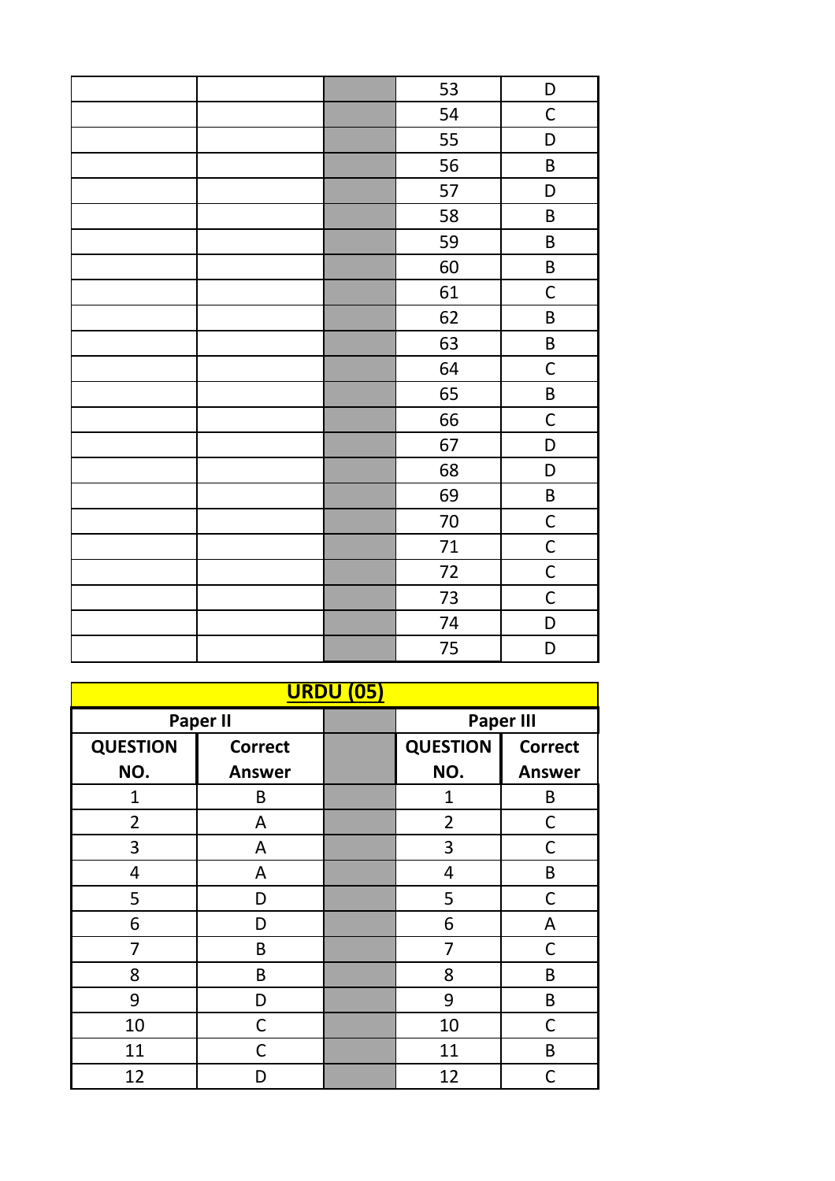| | | | 53 | D |
|---|---|---|---|---|
| | | | 54 | C |
| | | | 55 | D |
| | | | 56 | B |
| | | | 57 | D |
| | | | 58 | B |
| | | | 59 | B |
| | | | 60 | B |
| | | | 61 | C |
| | | | 62 | B |
| | | | 63 | B |
| | | | 64 | C |
| | | | 65 | B |
| | | | 66 | C |
| | | | 67 | D |
| | | | 68 | D |
| | | | 69 | B |
| | | | 70 | C |
| | | | 71 | C |
| | | | 72 | C |
| | | | 73 | C |
| | | | 74 | D |
| | | | 75 | D |

## URDU (05)

| Paper II | | | Paper III | |
|---|---|---|---|---|
| **QUESTION NO.** | **Correct Answer** | | **QUESTION NO.** | **Correct Answer** |
| 1 | B | | 1 | B |
| 2 | A | | 2 | C |
| 3 | A | | 3 | C |
| 4 | A | | 4 | B |
| 5 | D | | 5 | C |
| 6 | D | | 6 | A |
| 7 | B | | 7 | C |
| 8 | B | | 8 | B |
| 9 | D | | 9 | B |
| 10 | C | | 10 | C |
| 11 | C | | 11 | B |
| 12 | D | | 12 | C |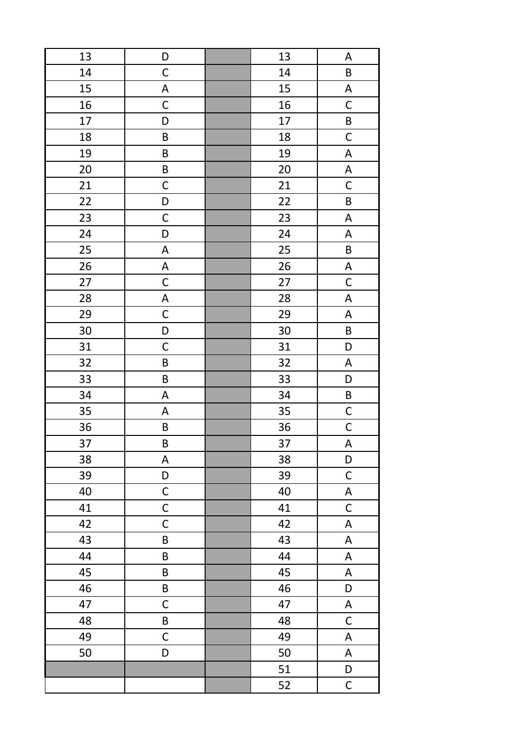| 13 | D | | 13 | A |
| --- | --- | --- | --- | --- |
| 14 | C | | 14 | B |
| 15 | A | | 15 | A |
| 16 | C | | 16 | C |
| 17 | D | | 17 | B |
| 18 | B | | 18 | C |
| 19 | B | | 19 | A |
| 20 | B | | 20 | A |
| 21 | C | | 21 | C |
| 22 | D | | 22 | B |
| 23 | C | | 23 | A |
| 24 | D | | 24 | A |
| 25 | A | | 25 | B |
| 26 | A | | 26 | A |
| 27 | C | | 27 | C |
| 28 | A | | 28 | A |
| 29 | C | | 29 | A |
| 30 | D | | 30 | B |
| 31 | C | | 31 | D |
| 32 | B | | 32 | A |
| 33 | B | | 33 | D |
| 34 | A | | 34 | B |
| 35 | A | | 35 | C |
| 36 | B | | 36 | C |
| 37 | B | | 37 | A |
| 38 | A | | 38 | D |
| 39 | D | | 39 | C |
| 40 | C | | 40 | A |
| 41 | C | | 41 | C |
| 42 | C | | 42 | A |
| 43 | B | | 43 | A |
| 44 | B | | 44 | A |
| 45 | B | | 45 | A |
| 46 | B | | 46 | D |
| 47 | C | | 47 | A |
| 48 | B | | 48 | C |
| 49 | C | | 49 | A |
| 50 | D | | 50 | A |
| | | | 51 | D |
| | | | 52 | C |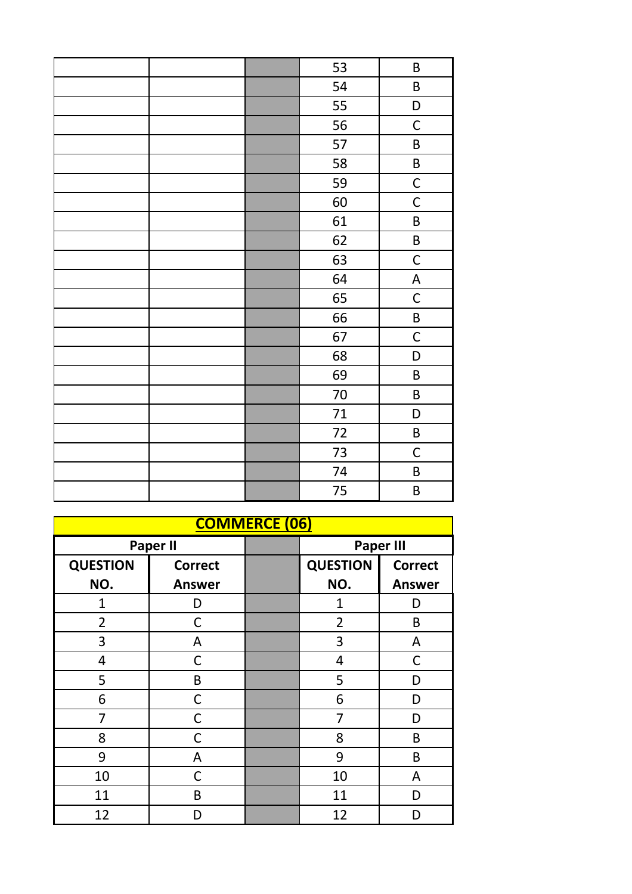| | | | | |
|---|---|---|---|---|
| | | | 53 | B |
| | | | 54 | B |
| | | | 55 | D |
| | | | 56 | C |
| | | | 57 | B |
| | | | 58 | B |
| | | | 59 | C |
| | | | 60 | C |
| | | | 61 | B |
| | | | 62 | B |
| | | | 63 | C |
| | | | 64 | A |
| | | | 65 | C |
| | | | 66 | B |
| | | | 67 | C |
| | | | 68 | D |
| | | | 69 | B |
| | | | 70 | B |
| | | | 71 | D |
| | | | 72 | B |
| | | | 73 | C |
| | | | 74 | B |
| | | | 75 | B |

## COMMERCE (06)

| Paper II | | | Paper III | |
|---|---|---|---|---|
| **QUESTION NO.** | **Correct Answer** | | **QUESTION NO.** | **Correct Answer** |
| 1 | D | | 1 | D |
| 2 | C | | 2 | B |
| 3 | A | | 3 | A |
| 4 | C | | 4 | C |
| 5 | B | | 5 | D |
| 6 | C | | 6 | D |
| 7 | C | | 7 | D |
| 8 | C | | 8 | B |
| 9 | A | | 9 | B |
| 10 | C | | 10 | A |
| 11 | B | | 11 | D |
| 12 | D | | 12 | D |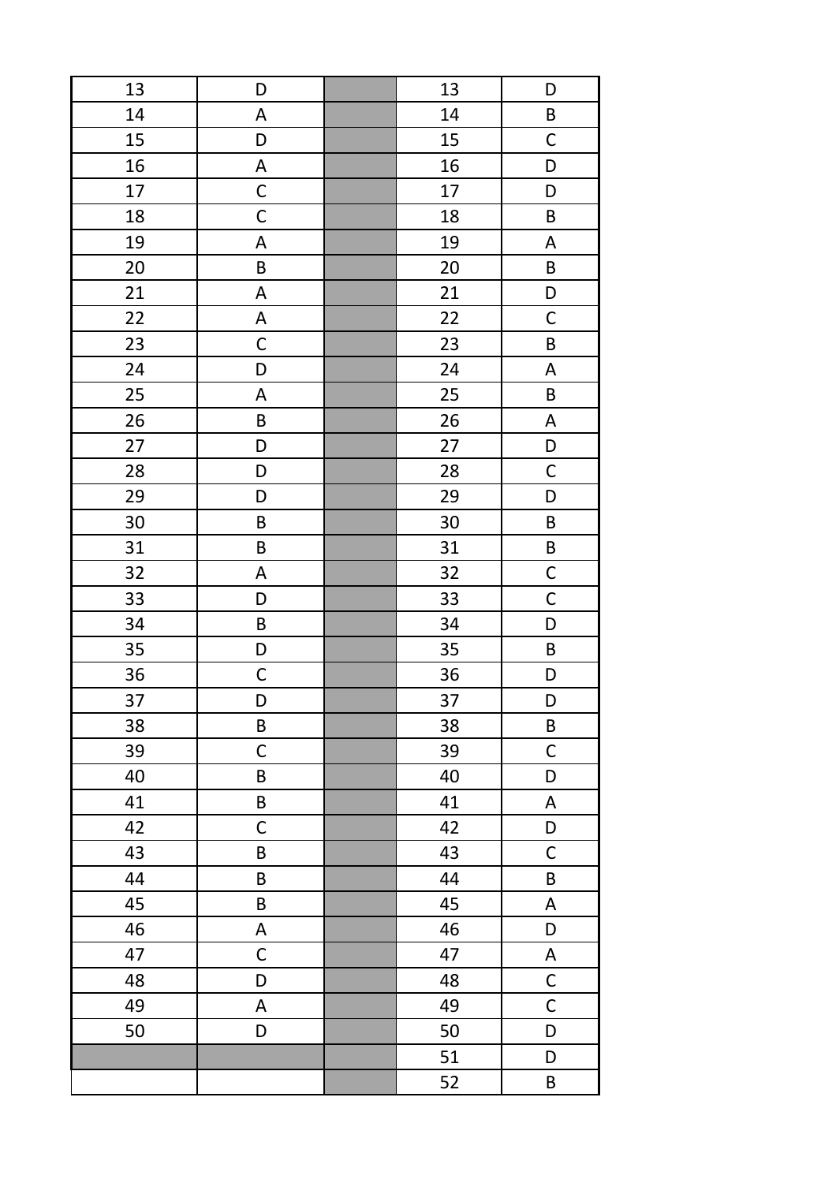| | | | | |
|---|---|---|---|---|
| 13 | D | | 13 | D |
| 14 | A | | 14 | B |
| 15 | D | | 15 | C |
| 16 | A | | 16 | D |
| 17 | C | | 17 | D |
| 18 | C | | 18 | B |
| 19 | A | | 19 | A |
| 20 | B | | 20 | B |
| 21 | A | | 21 | D |
| 22 | A | | 22 | C |
| 23 | C | | 23 | B |
| 24 | D | | 24 | A |
| 25 | A | | 25 | B |
| 26 | B | | 26 | A |
| 27 | D | | 27 | D |
| 28 | D | | 28 | C |
| 29 | D | | 29 | D |
| 30 | B | | 30 | B |
| 31 | B | | 31 | B |
| 32 | A | | 32 | C |
| 33 | D | | 33 | C |
| 34 | B | | 34 | D |
| 35 | D | | 35 | B |
| 36 | C | | 36 | D |
| 37 | D | | 37 | D |
| 38 | B | | 38 | B |
| 39 | C | | 39 | C |
| 40 | B | | 40 | D |
| 41 | B | | 41 | A |
| 42 | C | | 42 | D |
| 43 | B | | 43 | C |
| 44 | B | | 44 | B |
| 45 | B | | 45 | A |
| 46 | A | | 46 | D |
| 47 | C | | 47 | A |
| 48 | D | | 48 | C |
| 49 | A | | 49 | C |
| 50 | D | | 50 | D |
| | | | 51 | D |
| | | | 52 | B |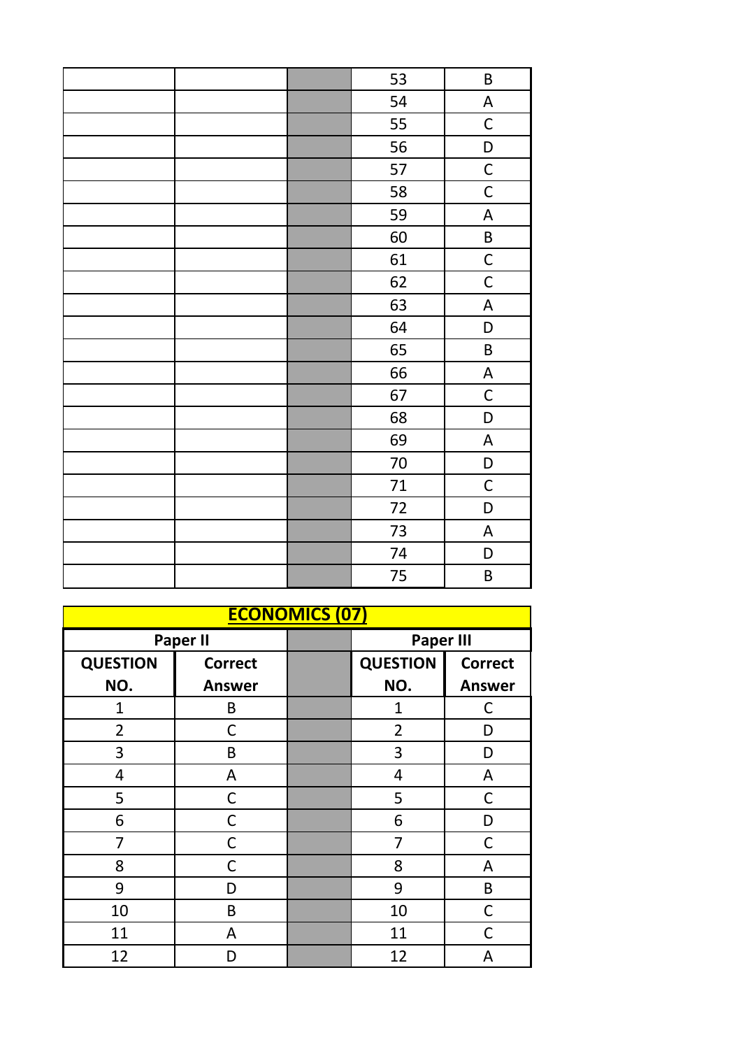| | | | | |
|---|---|---|---|---|
| | | | 53 | B |
| | | | 54 | A |
| | | | 55 | C |
| | | | 56 | D |
| | | | 57 | C |
| | | | 58 | C |
| | | | 59 | A |
| | | | 60 | B |
| | | | 61 | C |
| | | | 62 | C |
| | | | 63 | A |
| | | | 64 | D |
| | | | 65 | B |
| | | | 66 | A |
| | | | 67 | C |
| | | | 68 | D |
| | | | 69 | A |
| | | | 70 | D |
| | | | 71 | C |
| | | | 72 | D |
| | | | 73 | A |
| | | | 74 | D |
| | | | 75 | B |

## ECONOMICS (07)

| Paper II | | | Paper III | |
|---|---|---|---|---|
| **QUESTION NO.** | **Correct Answer** | | **QUESTION NO.** | **Correct Answer** |
| 1 | B | | 1 | C |
| 2 | C | | 2 | D |
| 3 | B | | 3 | D |
| 4 | A | | 4 | A |
| 5 | C | | 5 | C |
| 6 | C | | 6 | D |
| 7 | C | | 7 | C |
| 8 | C | | 8 | A |
| 9 | D | | 9 | B |
| 10 | B | | 10 | C |
| 11 | A | | 11 | C |
| 12 | D | | 12 | A |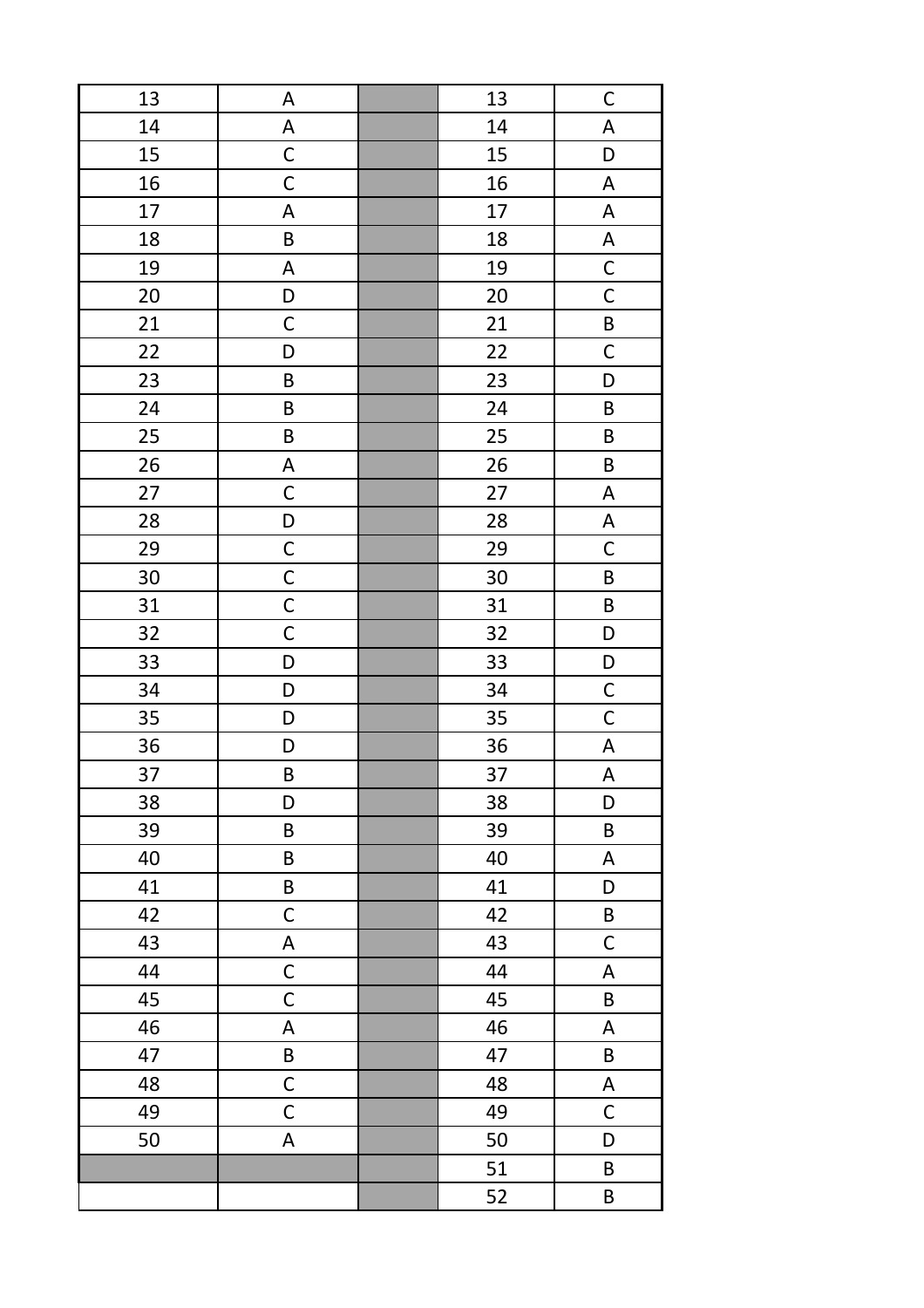| 13 | A | | 13 | C |
|---|---|---|---|---|
| 14 | A | | 14 | A |
| 15 | C | | 15 | D |
| 16 | C | | 16 | A |
| 17 | A | | 17 | A |
| 18 | B | | 18 | A |
| 19 | A | | 19 | C |
| 20 | D | | 20 | C |
| 21 | C | | 21 | B |
| 22 | D | | 22 | C |
| 23 | B | | 23 | D |
| 24 | B | | 24 | B |
| 25 | B | | 25 | B |
| 26 | A | | 26 | B |
| 27 | C | | 27 | A |
| 28 | D | | 28 | A |
| 29 | C | | 29 | C |
| 30 | C | | 30 | B |
| 31 | C | | 31 | B |
| 32 | C | | 32 | D |
| 33 | D | | 33 | D |
| 34 | D | | 34 | C |
| 35 | D | | 35 | C |
| 36 | D | | 36 | A |
| 37 | B | | 37 | A |
| 38 | D | | 38 | D |
| 39 | B | | 39 | B |
| 40 | B | | 40 | A |
| 41 | B | | 41 | D |
| 42 | C | | 42 | B |
| 43 | A | | 43 | C |
| 44 | C | | 44 | A |
| 45 | C | | 45 | B |
| 46 | A | | 46 | A |
| 47 | B | | 47 | B |
| 48 | C | | 48 | A |
| 49 | C | | 49 | C |
| 50 | A | | 50 | D |
| | | | 51 | B |
| | | | 52 | B |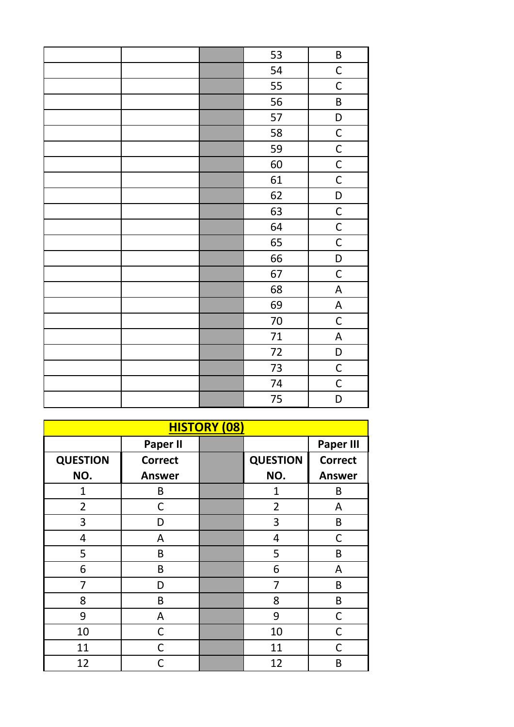| | | | | |
|---|---|---|---|---|
| | | | 53 | B |
| | | | 54 | C |
| | | | 55 | C |
| | | | 56 | B |
| | | | 57 | D |
| | | | 58 | C |
| | | | 59 | C |
| | | | 60 | C |
| | | | 61 | C |
| | | | 62 | D |
| | | | 63 | C |
| | | | 64 | C |
| | | | 65 | C |
| | | | 66 | D |
| | | | 67 | C |
| | | | 68 | A |
| | | | 69 | A |
| | | | 70 | C |
| | | | 71 | A |
| | | | 72 | D |
| | | | 73 | C |
| | | | 74 | C |
| | | | 75 | D |

## HISTORY (08)

| | Paper II | | | Paper III |
|---|---|---|---|---|
| QUESTION NO. | Correct Answer | | QUESTION NO. | Correct Answer |
| 1 | B | | 1 | B |
| 2 | C | | 2 | A |
| 3 | D | | 3 | B |
| 4 | A | | 4 | C |
| 5 | B | | 5 | B |
| 6 | B | | 6 | A |
| 7 | D | | 7 | B |
| 8 | B | | 8 | B |
| 9 | A | | 9 | C |
| 10 | C | | 10 | C |
| 11 | C | | 11 | C |
| 12 | C | | 12 | B |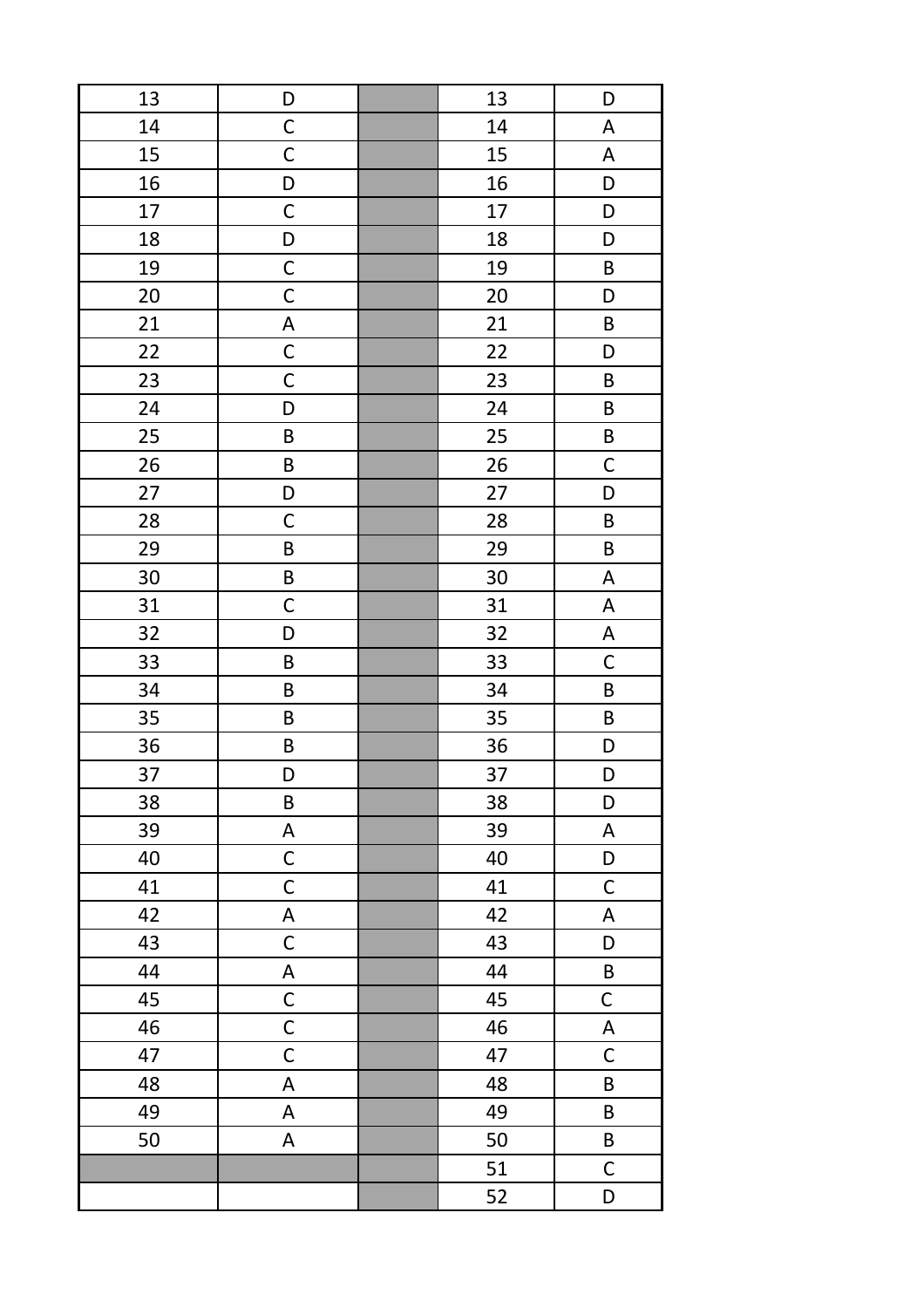| 13 | D | | 13 | D |
|---|---|---|---|---|
| 14 | C | | 14 | A |
| 15 | C | | 15 | A |
| 16 | D | | 16 | D |
| 17 | C | | 17 | D |
| 18 | D | | 18 | D |
| 19 | C | | 19 | B |
| 20 | C | | 20 | D |
| 21 | A | | 21 | B |
| 22 | C | | 22 | D |
| 23 | C | | 23 | B |
| 24 | D | | 24 | B |
| 25 | B | | 25 | B |
| 26 | B | | 26 | C |
| 27 | D | | 27 | D |
| 28 | C | | 28 | B |
| 29 | B | | 29 | B |
| 30 | B | | 30 | A |
| 31 | C | | 31 | A |
| 32 | D | | 32 | A |
| 33 | B | | 33 | C |
| 34 | B | | 34 | B |
| 35 | B | | 35 | B |
| 36 | B | | 36 | D |
| 37 | D | | 37 | D |
| 38 | B | | 38 | D |
| 39 | A | | 39 | A |
| 40 | C | | 40 | D |
| 41 | C | | 41 | C |
| 42 | A | | 42 | A |
| 43 | C | | 43 | D |
| 44 | A | | 44 | B |
| 45 | C | | 45 | C |
| 46 | C | | 46 | A |
| 47 | C | | 47 | C |
| 48 | A | | 48 | B |
| 49 | A | | 49 | B |
| 50 | A | | 50 | B |
| | | | 51 | C |
| | | | 52 | D |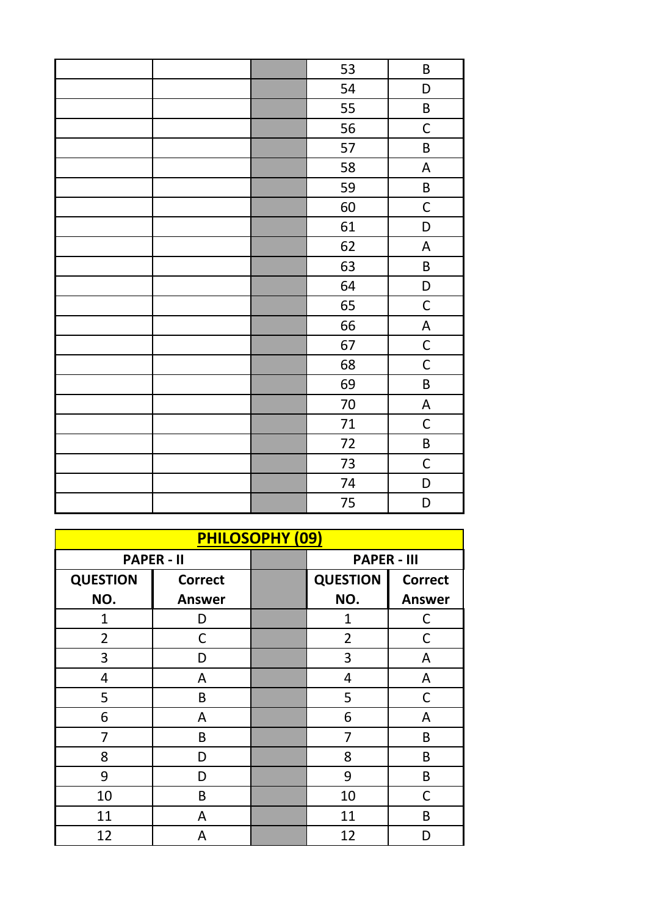| | | | | |
|---|---|---|---|---|
| | | | 53 | B |
| | | | 54 | D |
| | | | 55 | B |
| | | | 56 | C |
| | | | 57 | B |
| | | | 58 | A |
| | | | 59 | B |
| | | | 60 | C |
| | | | 61 | D |
| | | | 62 | A |
| | | | 63 | B |
| | | | 64 | D |
| | | | 65 | C |
| | | | 66 | A |
| | | | 67 | C |
| | | | 68 | C |
| | | | 69 | B |
| | | | 70 | A |
| | | | 71 | C |
| | | | 72 | B |
| | | | 73 | C |
| | | | 74 | D |
| | | | 75 | D |

## PHILOSOPHY (09)

| PAPER - II | | | PAPER - III | |
|---|---|---|---|---|
| **QUESTION NO.** | **Correct Answer** | | **QUESTION NO.** | **Correct Answer** |
| 1 | D | | 1 | C |
| 2 | C | | 2 | C |
| 3 | D | | 3 | A |
| 4 | A | | 4 | A |
| 5 | B | | 5 | C |
| 6 | A | | 6 | A |
| 7 | B | | 7 | B |
| 8 | D | | 8 | B |
| 9 | D | | 9 | B |
| 10 | B | | 10 | C |
| 11 | A | | 11 | B |
| 12 | A | | 12 | D |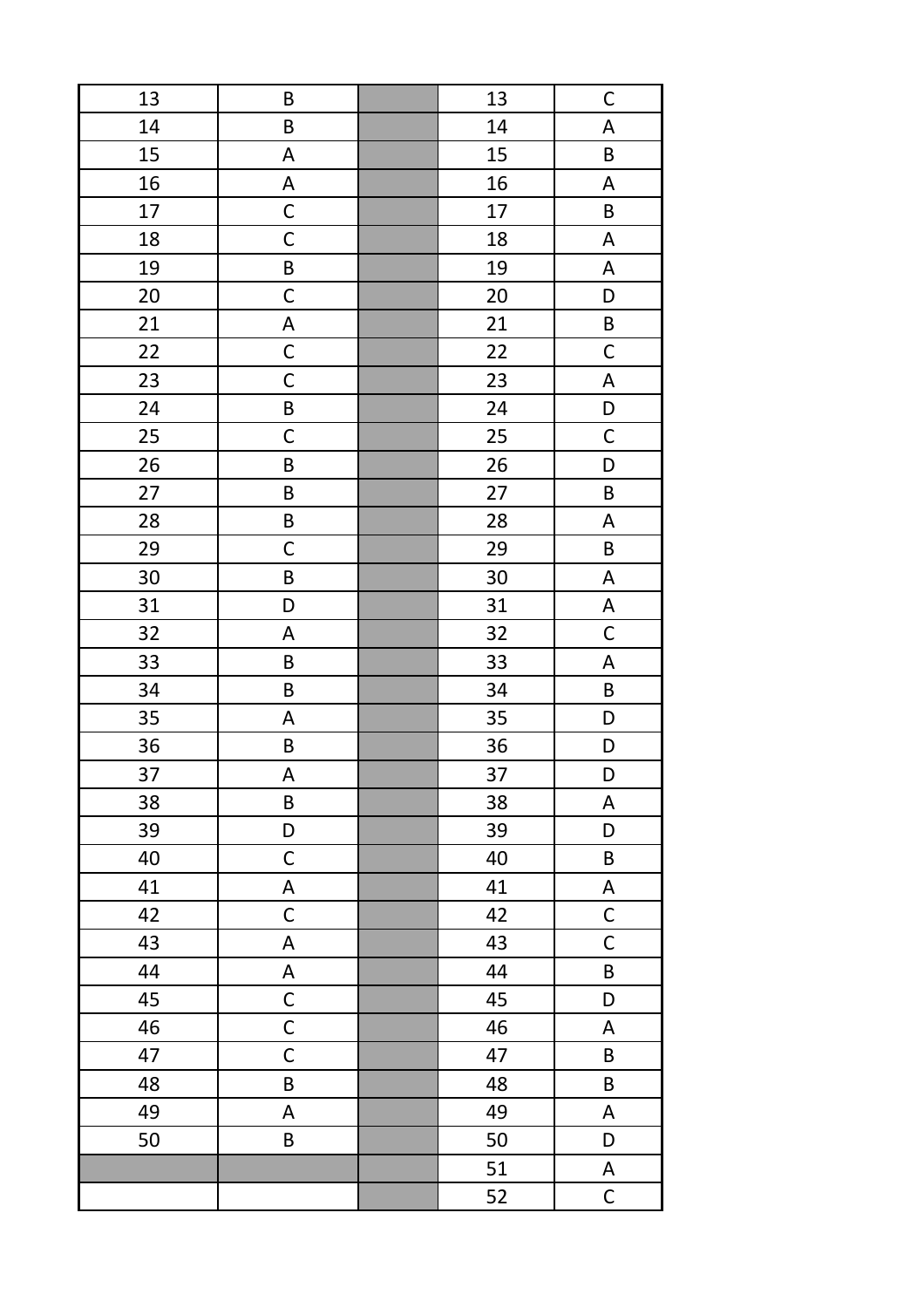| 13 | B | | 13 | C |
|---|---|---|---|---|
| 14 | B | | 14 | A |
| 15 | A | | 15 | B |
| 16 | A | | 16 | A |
| 17 | C | | 17 | B |
| 18 | C | | 18 | A |
| 19 | B | | 19 | A |
| 20 | C | | 20 | D |
| 21 | A | | 21 | B |
| 22 | C | | 22 | C |
| 23 | C | | 23 | A |
| 24 | B | | 24 | D |
| 25 | C | | 25 | C |
| 26 | B | | 26 | D |
| 27 | B | | 27 | B |
| 28 | B | | 28 | A |
| 29 | C | | 29 | B |
| 30 | B | | 30 | A |
| 31 | D | | 31 | A |
| 32 | A | | 32 | C |
| 33 | B | | 33 | A |
| 34 | B | | 34 | B |
| 35 | A | | 35 | D |
| 36 | B | | 36 | D |
| 37 | A | | 37 | D |
| 38 | B | | 38 | A |
| 39 | D | | 39 | D |
| 40 | C | | 40 | B |
| 41 | A | | 41 | A |
| 42 | C | | 42 | C |
| 43 | A | | 43 | C |
| 44 | A | | 44 | B |
| 45 | C | | 45 | D |
| 46 | C | | 46 | A |
| 47 | C | | 47 | B |
| 48 | B | | 48 | B |
| 49 | A | | 49 | A |
| 50 | B | | 50 | D |
| | | | 51 | A |
| | | | 52 | C |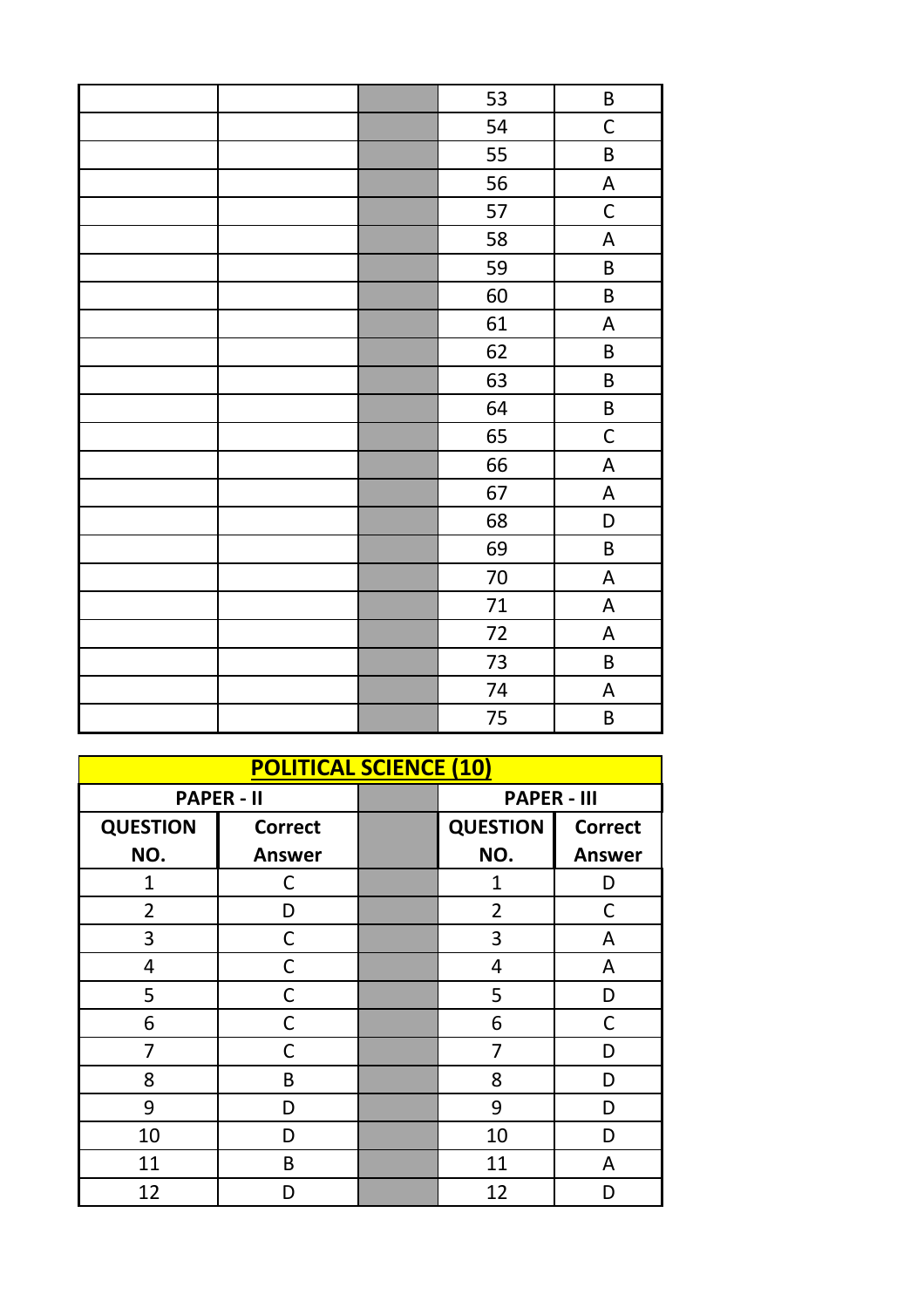| | | | 53 | B |
|---|---|---|---|---|
| | | | 54 | C |
| | | | 55 | B |
| | | | 56 | A |
| | | | 57 | C |
| | | | 58 | A |
| | | | 59 | B |
| | | | 60 | B |
| | | | 61 | A |
| | | | 62 | B |
| | | | 63 | B |
| | | | 64 | B |
| | | | 65 | C |
| | | | 66 | A |
| | | | 67 | A |
| | | | 68 | D |
| | | | 69 | B |
| | | | 70 | A |
| | | | 71 | A |
| | | | 72 | A |
| | | | 73 | B |
| | | | 74 | A |
| | | | 75 | B |

## POLITICAL SCIENCE (10)

| PAPER - II | | | PAPER - III | |
|---|---|---|---|---|
| QUESTION NO. | Correct Answer | | QUESTION NO. | Correct Answer |
| 1 | C | | 1 | D |
| 2 | D | | 2 | C |
| 3 | C | | 3 | A |
| 4 | C | | 4 | A |
| 5 | C | | 5 | D |
| 6 | C | | 6 | C |
| 7 | C | | 7 | D |
| 8 | B | | 8 | D |
| 9 | D | | 9 | D |
| 10 | D | | 10 | D |
| 11 | B | | 11 | A |
| 12 | D | | 12 | D |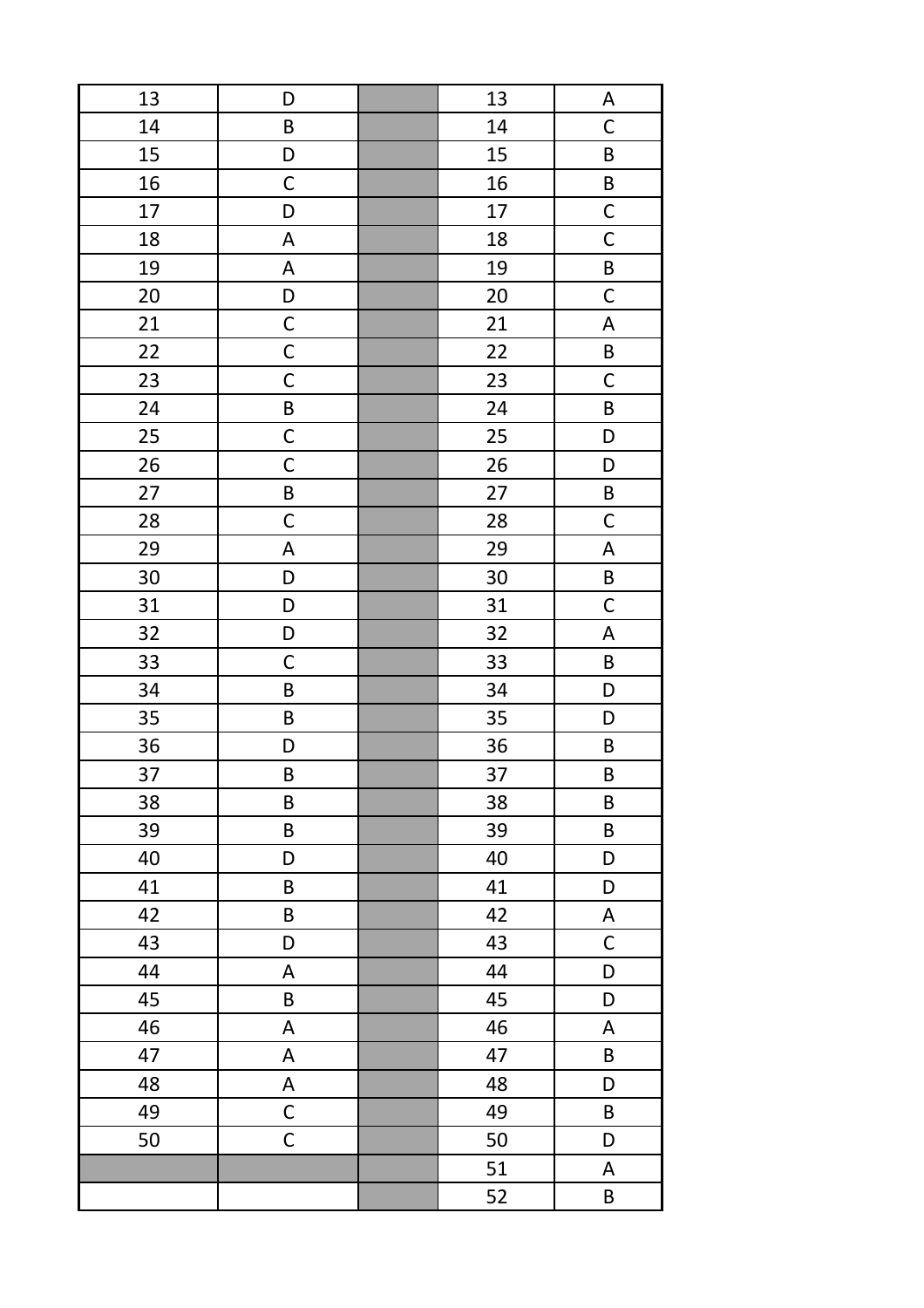| | | | | |
|---|---|---|---|---|
| 13 | D | | 13 | A |
| 14 | B | | 14 | C |
| 15 | D | | 15 | B |
| 16 | C | | 16 | B |
| 17 | D | | 17 | C |
| 18 | A | | 18 | C |
| 19 | A | | 19 | B |
| 20 | D | | 20 | C |
| 21 | C | | 21 | A |
| 22 | C | | 22 | B |
| 23 | C | | 23 | C |
| 24 | B | | 24 | B |
| 25 | C | | 25 | D |
| 26 | C | | 26 | D |
| 27 | B | | 27 | B |
| 28 | C | | 28 | C |
| 29 | A | | 29 | A |
| 30 | D | | 30 | B |
| 31 | D | | 31 | C |
| 32 | D | | 32 | A |
| 33 | C | | 33 | B |
| 34 | B | | 34 | D |
| 35 | B | | 35 | D |
| 36 | D | | 36 | B |
| 37 | B | | 37 | B |
| 38 | B | | 38 | B |
| 39 | B | | 39 | B |
| 40 | D | | 40 | D |
| 41 | B | | 41 | D |
| 42 | B | | 42 | A |
| 43 | D | | 43 | C |
| 44 | A | | 44 | D |
| 45 | B | | 45 | D |
| 46 | A | | 46 | A |
| 47 | A | | 47 | B |
| 48 | A | | 48 | D |
| 49 | C | | 49 | B |
| 50 | C | | 50 | D |
| | | | 51 | A |
| | | | 52 | B |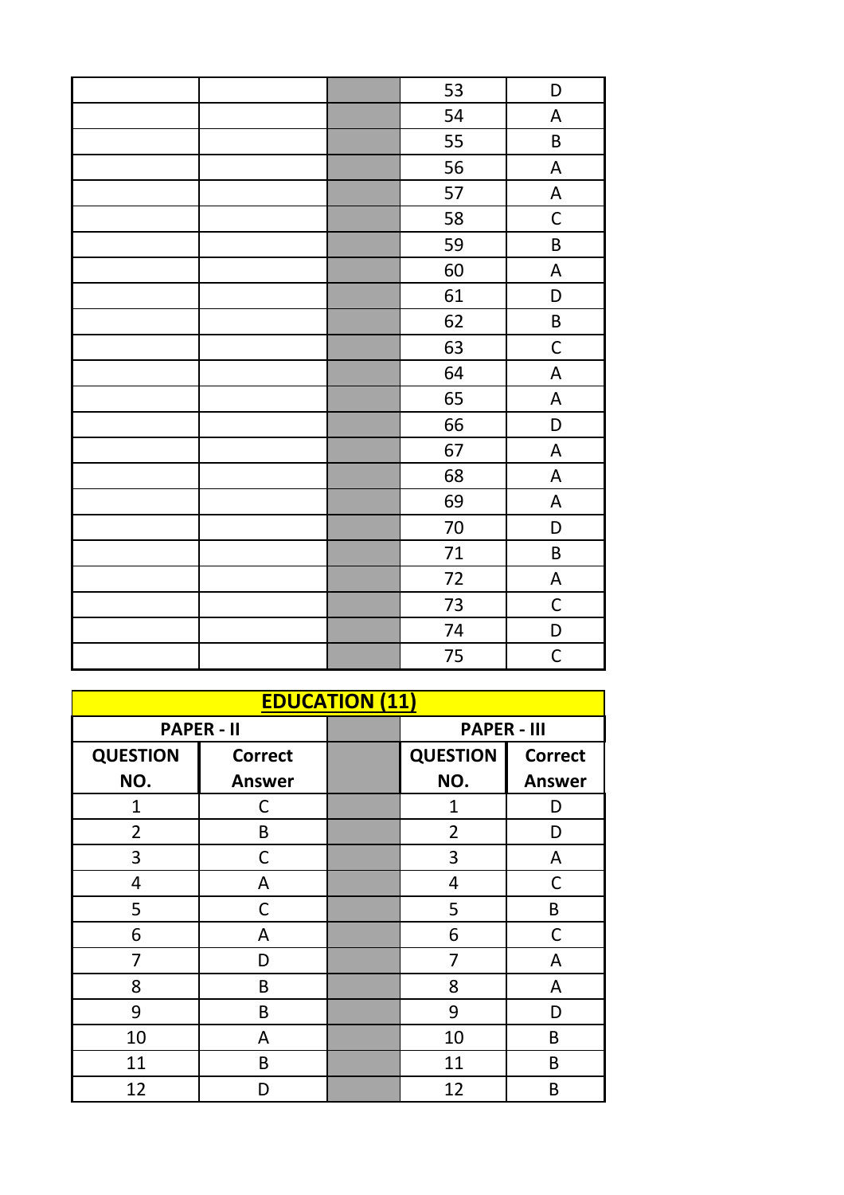| | | | | |
|---|---|---|---|---|
| | | | 53 | D |
| | | | 54 | A |
| | | | 55 | B |
| | | | 56 | A |
| | | | 57 | A |
| | | | 58 | C |
| | | | 59 | B |
| | | | 60 | A |
| | | | 61 | D |
| | | | 62 | B |
| | | | 63 | C |
| | | | 64 | A |
| | | | 65 | A |
| | | | 66 | D |
| | | | 67 | A |
| | | | 68 | A |
| | | | 69 | A |
| | | | 70 | D |
| | | | 71 | B |
| | | | 72 | A |
| | | | 73 | C |
| | | | 74 | D |
| | | | 75 | C |

## EDUCATION (11)

| PAPER - II | | | PAPER - III | |
|---|---|---|---|---|
| **QUESTION NO.** | **Correct Answer** | | **QUESTION NO.** | **Correct Answer** |
| 1 | C | | 1 | D |
| 2 | B | | 2 | D |
| 3 | C | | 3 | A |
| 4 | A | | 4 | C |
| 5 | C | | 5 | B |
| 6 | A | | 6 | C |
| 7 | D | | 7 | A |
| 8 | B | | 8 | A |
| 9 | B | | 9 | D |
| 10 | A | | 10 | B |
| 11 | B | | 11 | B |
| 12 | D | | 12 | B |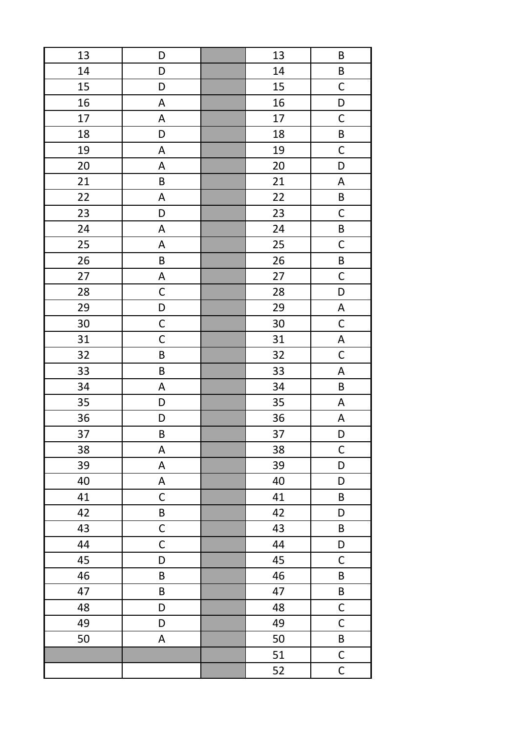| 13 | D | | 13 | B |
|---|---|---|---|---|
| 14 | D | | 14 | B |
| 15 | D | | 15 | C |
| 16 | A | | 16 | D |
| 17 | A | | 17 | C |
| 18 | D | | 18 | B |
| 19 | A | | 19 | C |
| 20 | A | | 20 | D |
| 21 | B | | 21 | A |
| 22 | A | | 22 | B |
| 23 | D | | 23 | C |
| 24 | A | | 24 | B |
| 25 | A | | 25 | C |
| 26 | B | | 26 | B |
| 27 | A | | 27 | C |
| 28 | C | | 28 | D |
| 29 | D | | 29 | A |
| 30 | C | | 30 | C |
| 31 | C | | 31 | A |
| 32 | B | | 32 | C |
| 33 | B | | 33 | A |
| 34 | A | | 34 | B |
| 35 | D | | 35 | A |
| 36 | D | | 36 | A |
| 37 | B | | 37 | D |
| 38 | A | | 38 | C |
| 39 | A | | 39 | D |
| 40 | A | | 40 | D |
| 41 | C | | 41 | B |
| 42 | B | | 42 | D |
| 43 | C | | 43 | B |
| 44 | C | | 44 | D |
| 45 | D | | 45 | C |
| 46 | B | | 46 | B |
| 47 | B | | 47 | B |
| 48 | D | | 48 | C |
| 49 | D | | 49 | C |
| 50 | A | | 50 | B |
| | | | 51 | C |
| | | | 52 | C |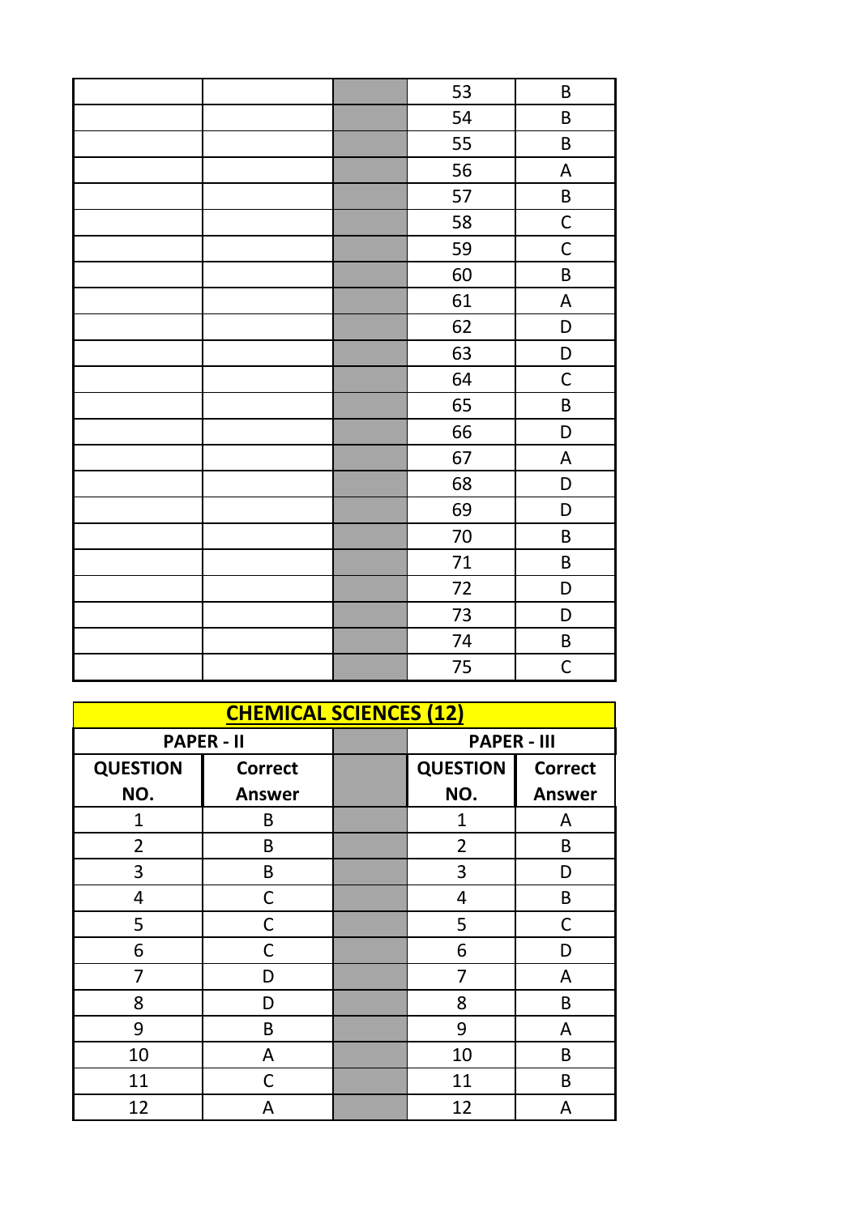| | | | 53 | B |
|---|---|---|---|---|
| | | | 54 | B |
| | | | 55 | B |
| | | | 56 | A |
| | | | 57 | B |
| | | | 58 | C |
| | | | 59 | C |
| | | | 60 | B |
| | | | 61 | A |
| | | | 62 | D |
| | | | 63 | D |
| | | | 64 | C |
| | | | 65 | B |
| | | | 66 | D |
| | | | 67 | A |
| | | | 68 | D |
| | | | 69 | D |
| | | | 70 | B |
| | | | 71 | B |
| | | | 72 | D |
| | | | 73 | D |
| | | | 74 | B |
| | | | 75 | C |

## CHEMICAL SCIENCES (12)

| PAPER - II | | | PAPER - III | |
|---|---|---|---|---|
| **QUESTION NO.** | **Correct Answer** | | **QUESTION NO.** | **Correct Answer** |
| 1 | B | | 1 | A |
| 2 | B | | 2 | B |
| 3 | B | | 3 | D |
| 4 | C | | 4 | B |
| 5 | C | | 5 | C |
| 6 | C | | 6 | D |
| 7 | D | | 7 | A |
| 8 | D | | 8 | B |
| 9 | B | | 9 | A |
| 10 | A | | 10 | B |
| 11 | C | | 11 | B |
| 12 | A | | 12 | A |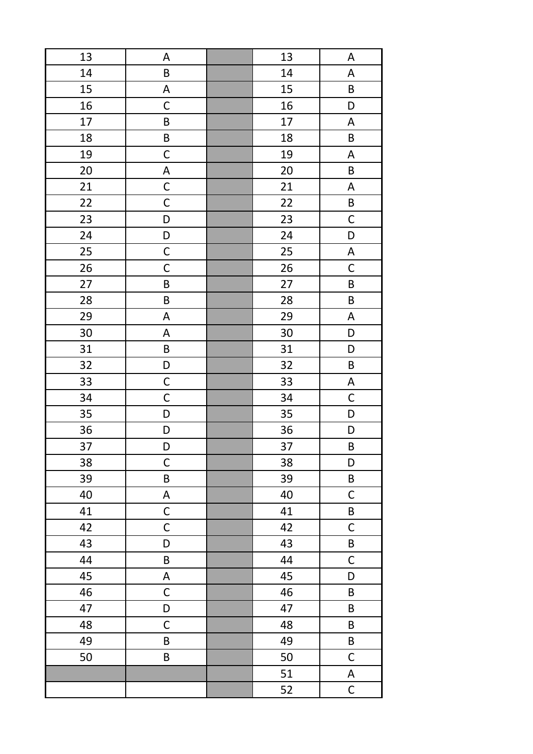| 13 | A | | 13 | A |
|---|---|---|---|---|
| 14 | B | | 14 | A |
| 15 | A | | 15 | B |
| 16 | C | | 16 | D |
| 17 | B | | 17 | A |
| 18 | B | | 18 | B |
| 19 | C | | 19 | A |
| 20 | A | | 20 | B |
| 21 | C | | 21 | A |
| 22 | C | | 22 | B |
| 23 | D | | 23 | C |
| 24 | D | | 24 | D |
| 25 | C | | 25 | A |
| 26 | C | | 26 | C |
| 27 | B | | 27 | B |
| 28 | B | | 28 | B |
| 29 | A | | 29 | A |
| 30 | A | | 30 | D |
| 31 | B | | 31 | D |
| 32 | D | | 32 | B |
| 33 | C | | 33 | A |
| 34 | C | | 34 | C |
| 35 | D | | 35 | D |
| 36 | D | | 36 | D |
| 37 | D | | 37 | B |
| 38 | C | | 38 | D |
| 39 | B | | 39 | B |
| 40 | A | | 40 | C |
| 41 | C | | 41 | B |
| 42 | C | | 42 | C |
| 43 | D | | 43 | B |
| 44 | B | | 44 | C |
| 45 | A | | 45 | D |
| 46 | C | | 46 | B |
| 47 | D | | 47 | B |
| 48 | C | | 48 | B |
| 49 | B | | 49 | B |
| 50 | B | | 50 | C |
| | | | 51 | A |
| | | | 52 | C |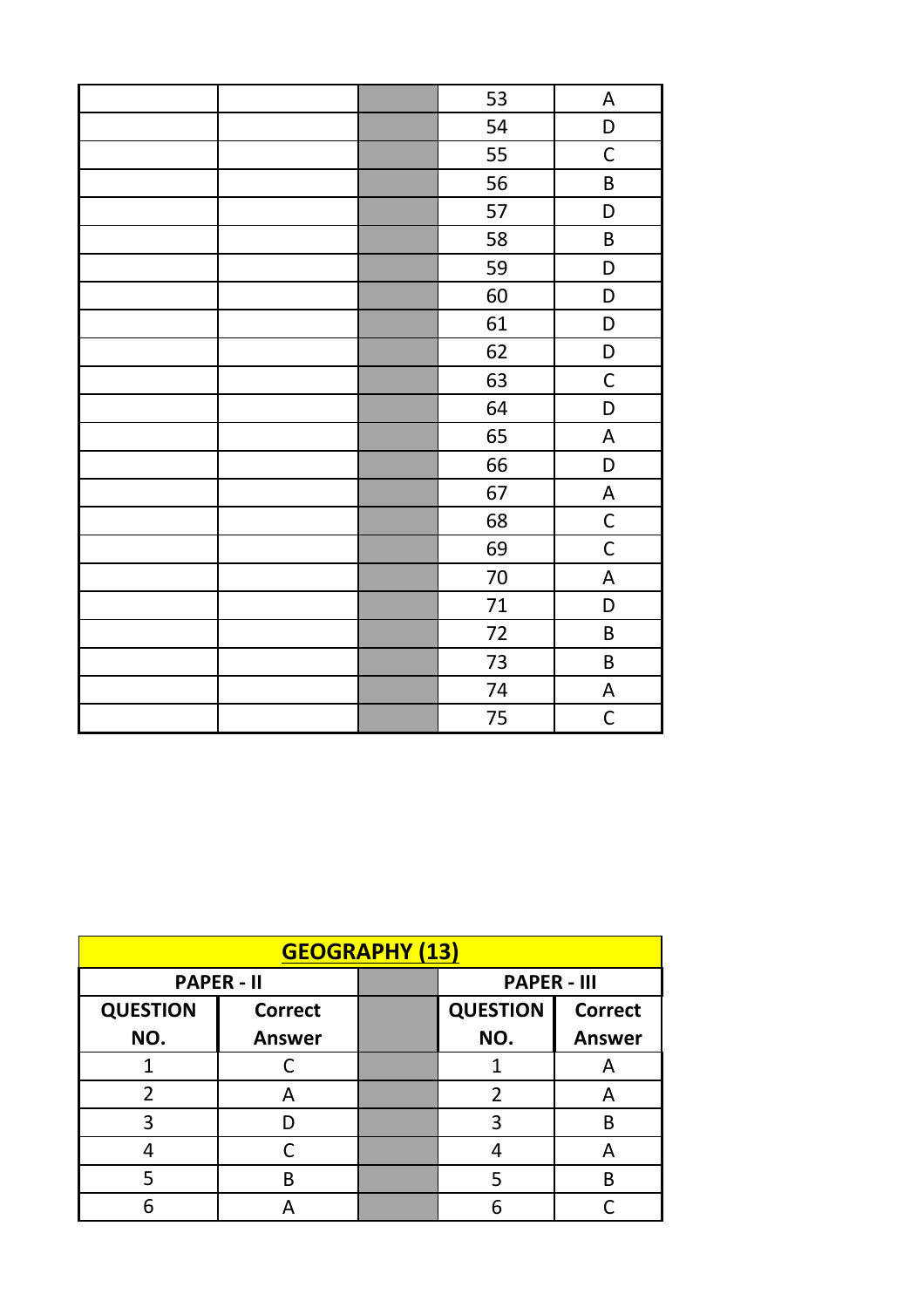| | | | 53 | A |
|---|---|---|---|---|
| | | | 54 | D |
| | | | 55 | C |
| | | | 56 | B |
| | | | 57 | D |
| | | | 58 | B |
| | | | 59 | D |
| | | | 60 | D |
| | | | 61 | D |
| | | | 62 | D |
| | | | 63 | C |
| | | | 64 | D |
| | | | 65 | A |
| | | | 66 | D |
| | | | 67 | A |
| | | | 68 | C |
| | | | 69 | C |
| | | | 70 | A |
| | | | 71 | D |
| | | | 72 | B |
| | | | 73 | B |
| | | | 74 | A |
| | | | 75 | C |

**GEOGRAPHY (13)**

| PAPER - II | | | PAPER - III | |
|---|---|---|---|---|
| **QUESTION NO.** | **Correct Answer** | | **QUESTION NO.** | **Correct Answer** |
| 1 | C | | 1 | A |
| 2 | A | | 2 | A |
| 3 | D | | 3 | B |
| 4 | C | | 4 | A |
| 5 | B | | 5 | B |
| 6 | A | | 6 | C |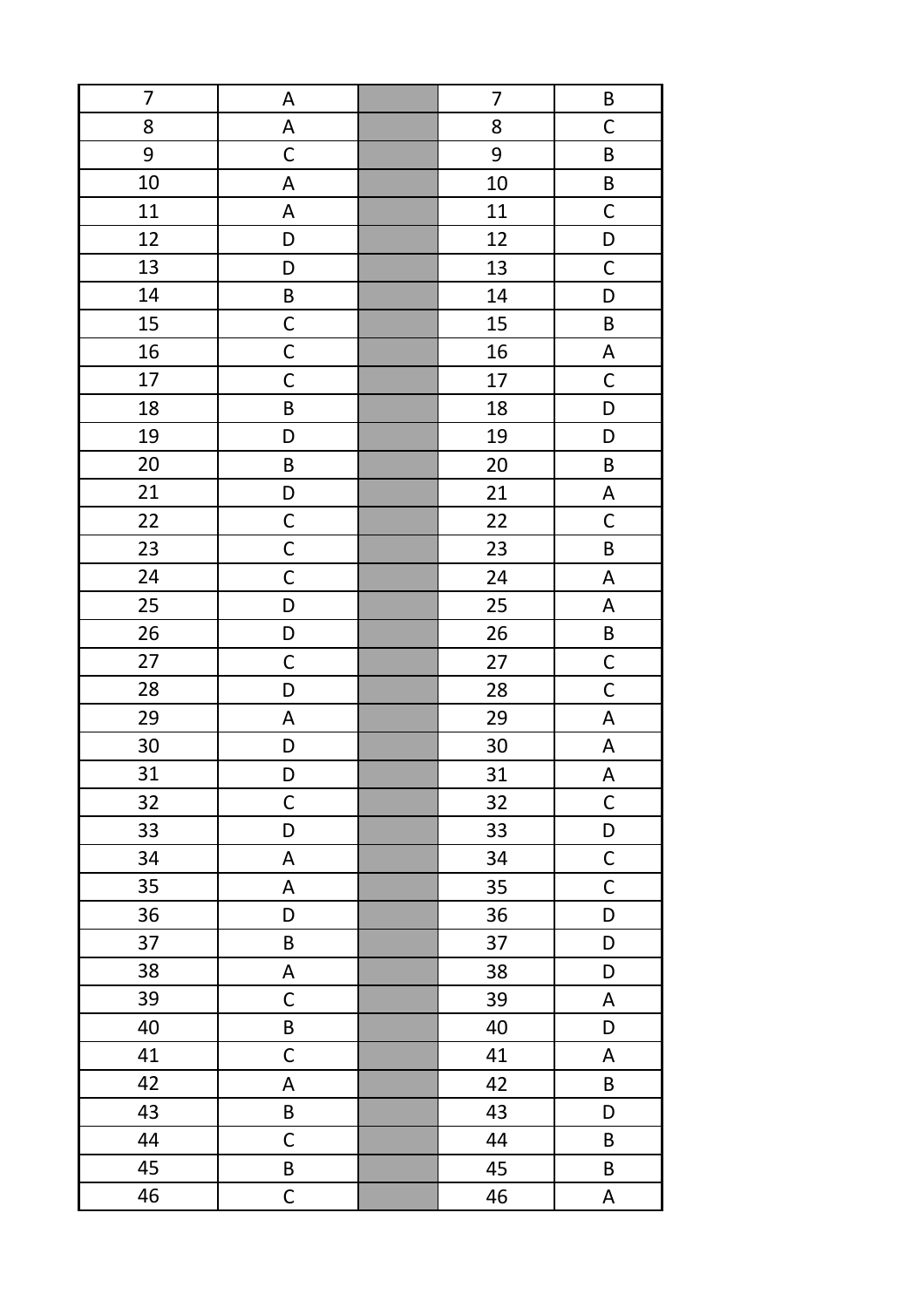| 7 | A | | 7 | B |
|---|---|---|---|---|
| 8 | A | | 8 | C |
| 9 | C | | 9 | B |
| 10 | A | | 10 | B |
| 11 | A | | 11 | C |
| 12 | D | | 12 | D |
| 13 | D | | 13 | C |
| 14 | B | | 14 | D |
| 15 | C | | 15 | B |
| 16 | C | | 16 | A |
| 17 | C | | 17 | C |
| 18 | B | | 18 | D |
| 19 | D | | 19 | D |
| 20 | B | | 20 | B |
| 21 | D | | 21 | A |
| 22 | C | | 22 | C |
| 23 | C | | 23 | B |
| 24 | C | | 24 | A |
| 25 | D | | 25 | A |
| 26 | D | | 26 | B |
| 27 | C | | 27 | C |
| 28 | D | | 28 | C |
| 29 | A | | 29 | A |
| 30 | D | | 30 | A |
| 31 | D | | 31 | A |
| 32 | C | | 32 | C |
| 33 | D | | 33 | D |
| 34 | A | | 34 | C |
| 35 | A | | 35 | C |
| 36 | D | | 36 | D |
| 37 | B | | 37 | D |
| 38 | A | | 38 | D |
| 39 | C | | 39 | A |
| 40 | B | | 40 | D |
| 41 | C | | 41 | A |
| 42 | A | | 42 | B |
| 43 | B | | 43 | D |
| 44 | C | | 44 | B |
| 45 | B | | 45 | B |
| 46 | C | | 46 | A |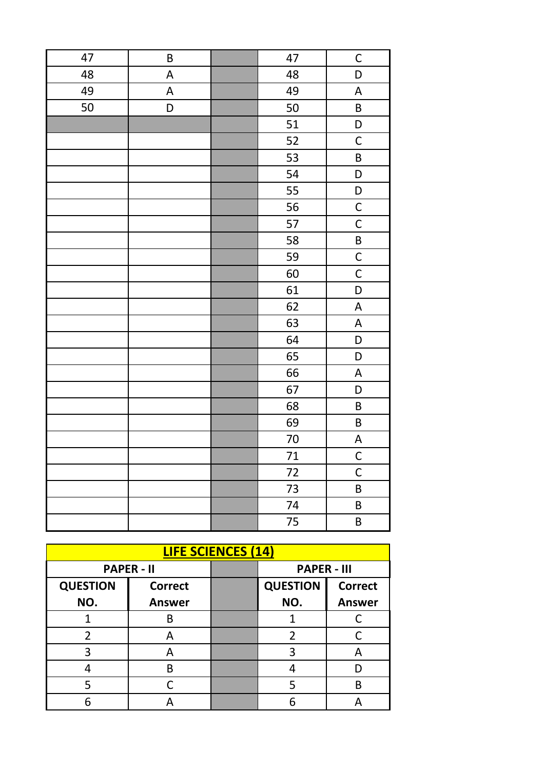| | | | | |
|---|---|---|---|---|
| 47 | B | | 47 | C |
| 48 | A | | 48 | D |
| 49 | A | | 49 | A |
| 50 | D | | 50 | B |
| | | | 51 | D |
| | | | 52 | C |
| | | | 53 | B |
| | | | 54 | D |
| | | | 55 | D |
| | | | 56 | C |
| | | | 57 | C |
| | | | 58 | B |
| | | | 59 | C |
| | | | 60 | C |
| | | | 61 | D |
| | | | 62 | A |
| | | | 63 | A |
| | | | 64 | D |
| | | | 65 | D |
| | | | 66 | A |
| | | | 67 | D |
| | | | 68 | B |
| | | | 69 | B |
| | | | 70 | A |
| | | | 71 | C |
| | | | 72 | C |
| | | | 73 | B |
| | | | 74 | B |
| | | | 75 | B |

## LIFE SCIENCES (14)

| PAPER - II | | | PAPER - III | |
|---|---|---|---|---|
| **QUESTION NO.** | **Correct Answer** | | **QUESTION NO.** | **Correct Answer** |
| 1 | B | | 1 | C |
| 2 | A | | 2 | C |
| 3 | A | | 3 | A |
| 4 | B | | 4 | D |
| 5 | C | | 5 | B |
| 6 | A | | 6 | A |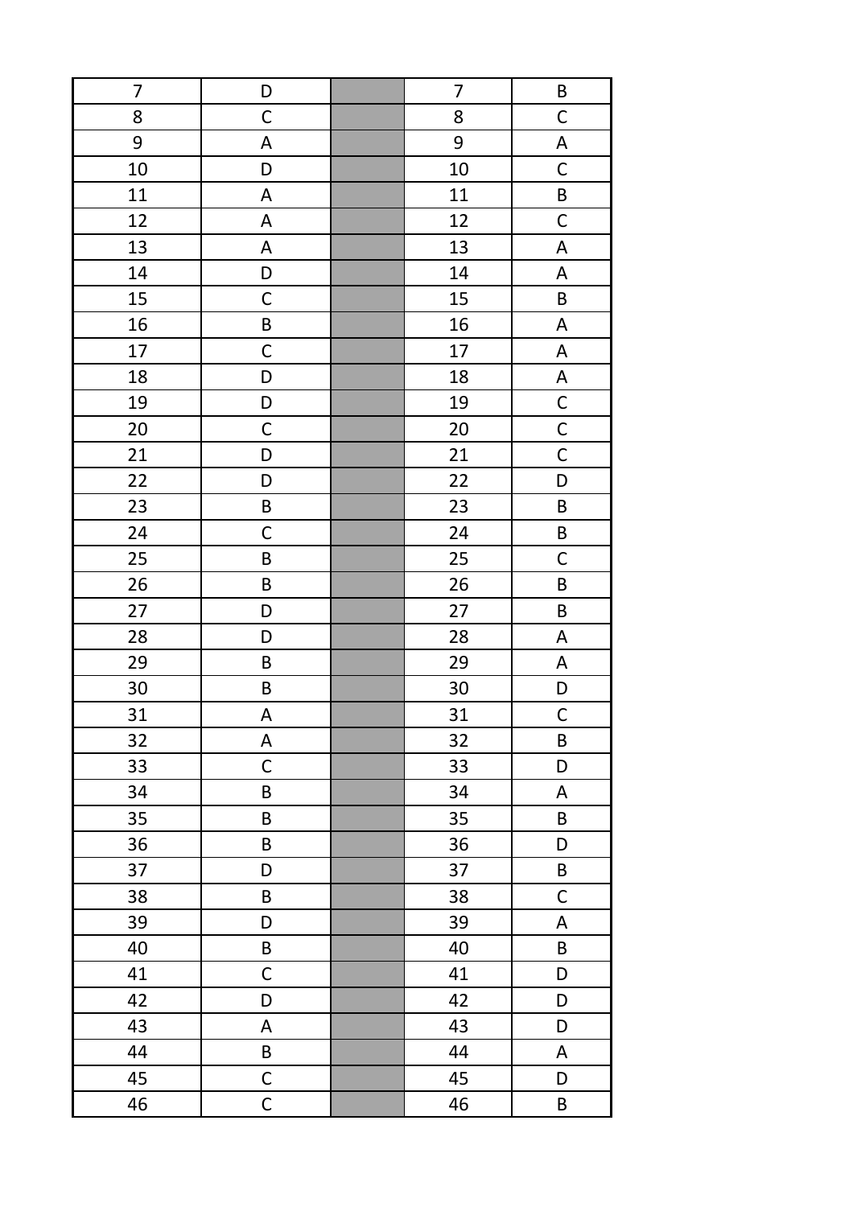| 7 | D | | 7 | B |
|---|---|---|---|---|
| 8 | C | | 8 | C |
| 9 | A | | 9 | A |
| 10 | D | | 10 | C |
| 11 | A | | 11 | B |
| 12 | A | | 12 | C |
| 13 | A | | 13 | A |
| 14 | D | | 14 | A |
| 15 | C | | 15 | B |
| 16 | B | | 16 | A |
| 17 | C | | 17 | A |
| 18 | D | | 18 | A |
| 19 | D | | 19 | C |
| 20 | C | | 20 | C |
| 21 | D | | 21 | C |
| 22 | D | | 22 | D |
| 23 | B | | 23 | B |
| 24 | C | | 24 | B |
| 25 | B | | 25 | C |
| 26 | B | | 26 | B |
| 27 | D | | 27 | B |
| 28 | D | | 28 | A |
| 29 | B | | 29 | A |
| 30 | B | | 30 | D |
| 31 | A | | 31 | C |
| 32 | A | | 32 | B |
| 33 | C | | 33 | D |
| 34 | B | | 34 | A |
| 35 | B | | 35 | B |
| 36 | B | | 36 | D |
| 37 | D | | 37 | B |
| 38 | B | | 38 | C |
| 39 | D | | 39 | A |
| 40 | B | | 40 | B |
| 41 | C | | 41 | D |
| 42 | D | | 42 | D |
| 43 | A | | 43 | D |
| 44 | B | | 44 | A |
| 45 | C | | 45 | D |
| 46 | C | | 46 | B |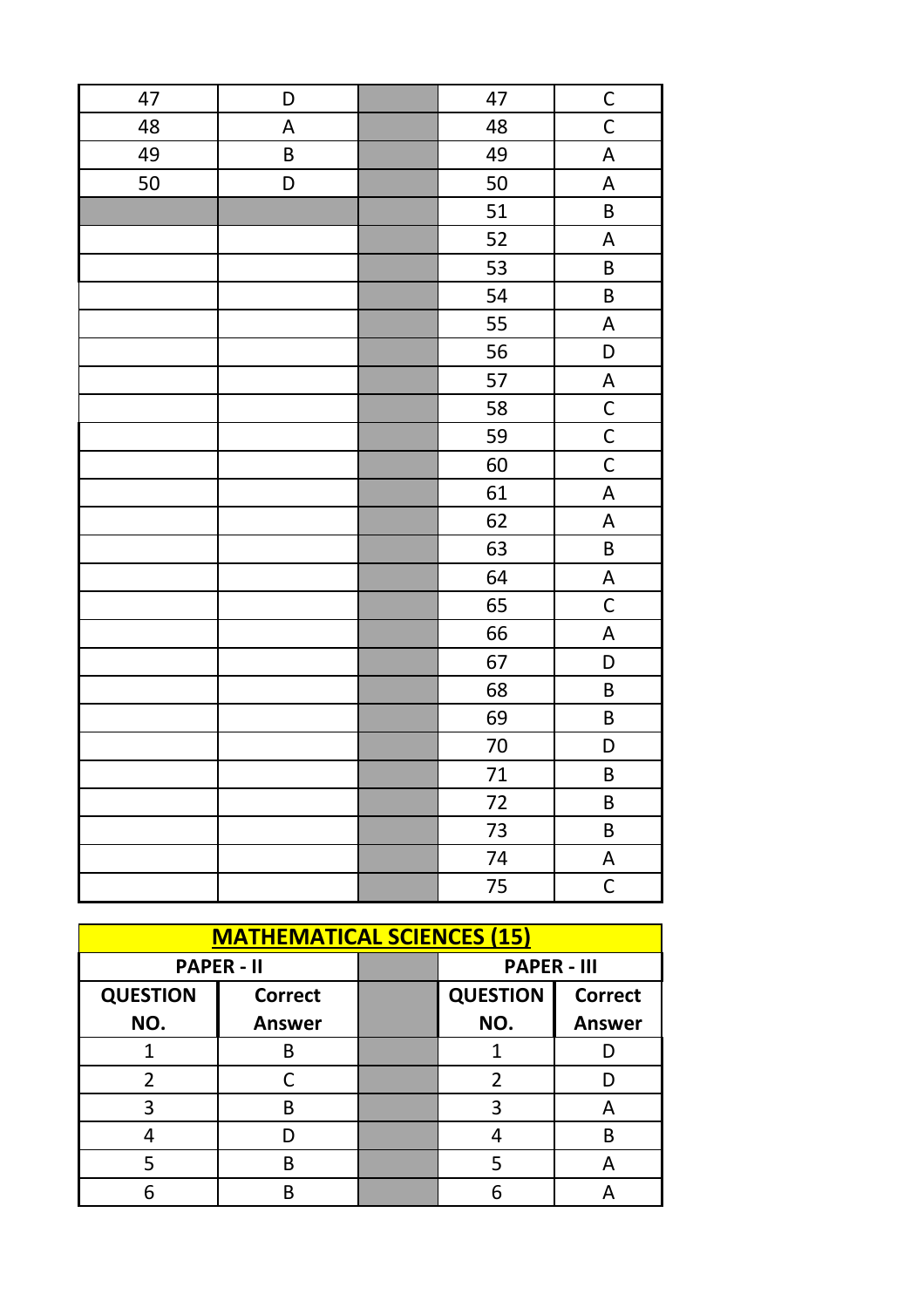| | | | | |
|---|---|---|---|---|
| 47 | D | | 47 | C |
| 48 | A | | 48 | C |
| 49 | B | | 49 | A |
| 50 | D | | 50 | A |
| | | | 51 | B |
| | | | 52 | A |
| | | | 53 | B |
| | | | 54 | B |
| | | | 55 | A |
| | | | 56 | D |
| | | | 57 | A |
| | | | 58 | C |
| | | | 59 | C |
| | | | 60 | C |
| | | | 61 | A |
| | | | 62 | A |
| | | | 63 | B |
| | | | 64 | A |
| | | | 65 | C |
| | | | 66 | A |
| | | | 67 | D |
| | | | 68 | B |
| | | | 69 | B |
| | | | 70 | D |
| | | | 71 | B |
| | | | 72 | B |
| | | | 73 | B |
| | | | 74 | A |
| | | | 75 | C |

## MATHEMATICAL SCIENCES (15)

| PAPER - II | | | PAPER - III | |
|---|---|---|---|---|
| QUESTION NO. | Correct Answer | | QUESTION NO. | Correct Answer |
| 1 | B | | 1 | D |
| 2 | C | | 2 | D |
| 3 | B | | 3 | A |
| 4 | D | | 4 | B |
| 5 | B | | 5 | A |
| 6 | B | | 6 | A |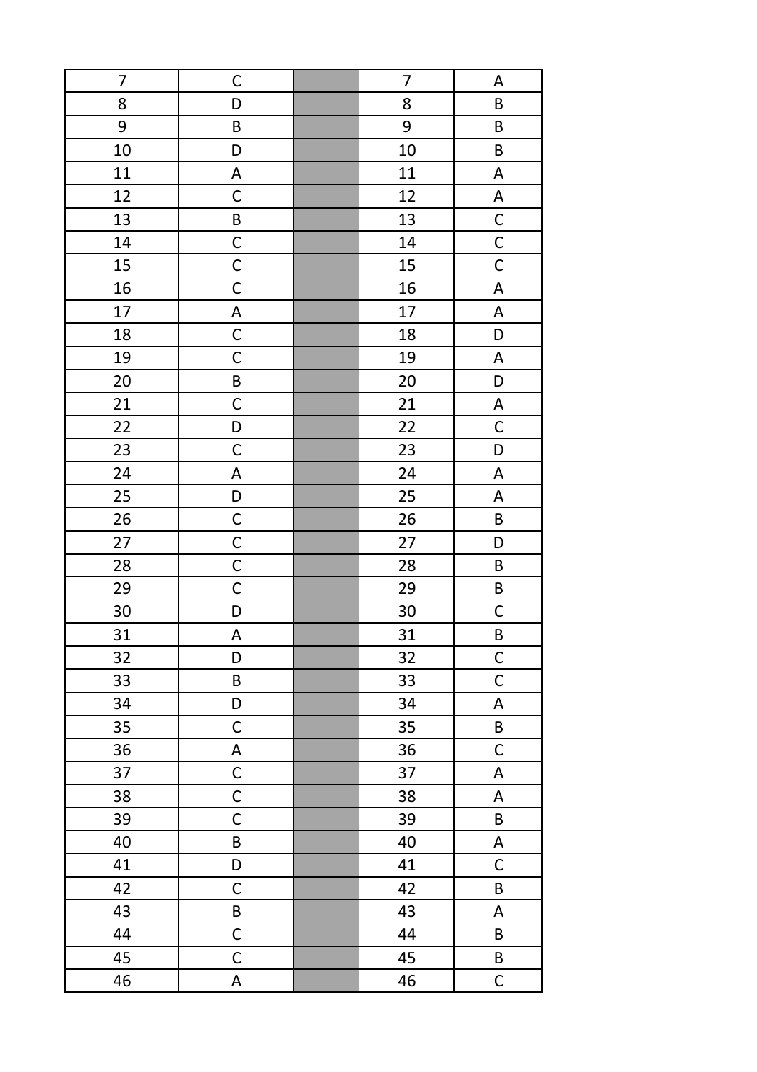| 7 | C | | 7 | A |
|---|---|---|---|---|
| 8 | D | | 8 | B |
| 9 | B | | 9 | B |
| 10 | D | | 10 | B |
| 11 | A | | 11 | A |
| 12 | C | | 12 | A |
| 13 | B | | 13 | C |
| 14 | C | | 14 | C |
| 15 | C | | 15 | C |
| 16 | C | | 16 | A |
| 17 | A | | 17 | A |
| 18 | C | | 18 | D |
| 19 | C | | 19 | A |
| 20 | B | | 20 | D |
| 21 | C | | 21 | A |
| 22 | D | | 22 | C |
| 23 | C | | 23 | D |
| 24 | A | | 24 | A |
| 25 | D | | 25 | A |
| 26 | C | | 26 | B |
| 27 | C | | 27 | D |
| 28 | C | | 28 | B |
| 29 | C | | 29 | B |
| 30 | D | | 30 | C |
| 31 | A | | 31 | B |
| 32 | D | | 32 | C |
| 33 | B | | 33 | C |
| 34 | D | | 34 | A |
| 35 | C | | 35 | B |
| 36 | A | | 36 | C |
| 37 | C | | 37 | A |
| 38 | C | | 38 | A |
| 39 | C | | 39 | B |
| 40 | B | | 40 | A |
| 41 | D | | 41 | C |
| 42 | C | | 42 | B |
| 43 | B | | 43 | A |
| 44 | C | | 44 | B |
| 45 | C | | 45 | B |
| 46 | A | | 46 | C |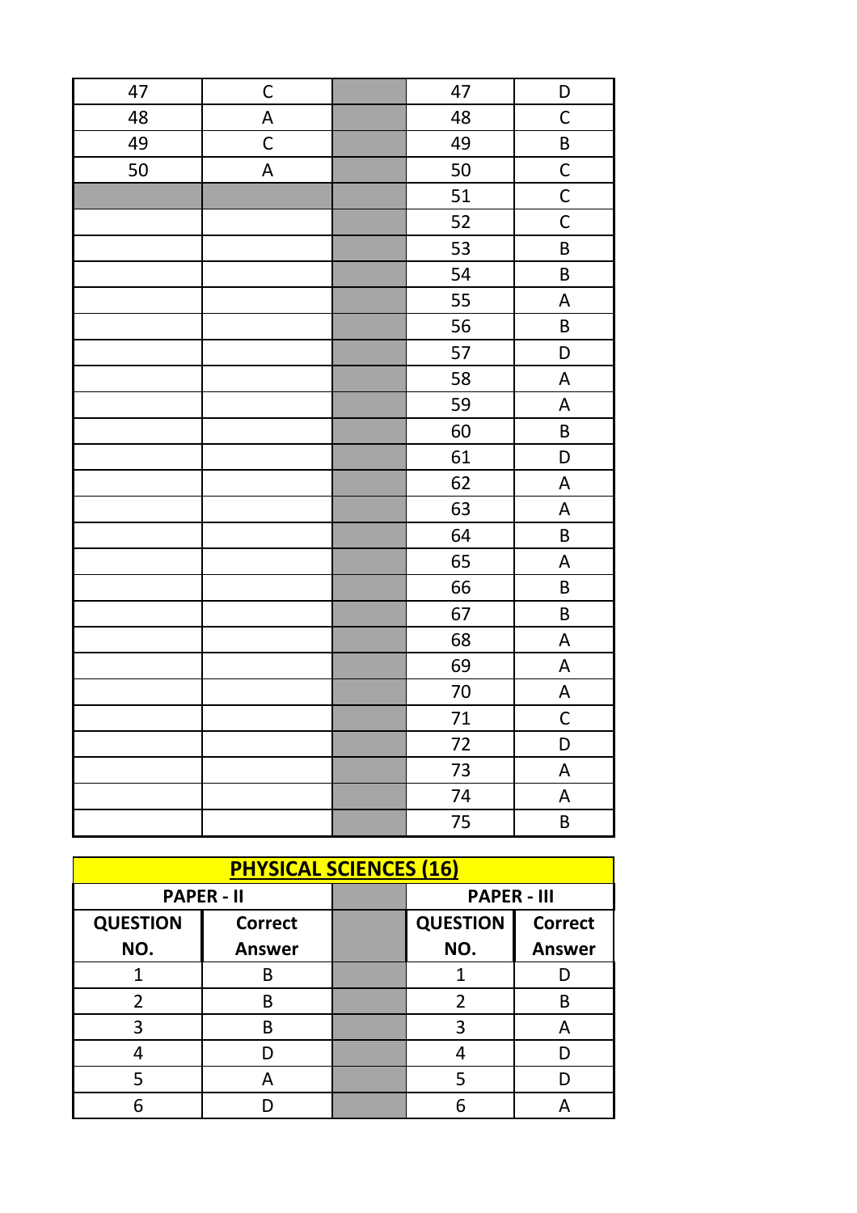| | | | | |
|---|---|---|---|---|
| 47 | C | | 47 | D |
| 48 | A | | 48 | C |
| 49 | C | | 49 | B |
| 50 | A | | 50 | C |
| | | | 51 | C |
| | | | 52 | C |
| | | | 53 | B |
| | | | 54 | B |
| | | | 55 | A |
| | | | 56 | B |
| | | | 57 | D |
| | | | 58 | A |
| | | | 59 | A |
| | | | 60 | B |
| | | | 61 | D |
| | | | 62 | A |
| | | | 63 | A |
| | | | 64 | B |
| | | | 65 | A |
| | | | 66 | B |
| | | | 67 | B |
| | | | 68 | A |
| | | | 69 | A |
| | | | 70 | A |
| | | | 71 | C |
| | | | 72 | D |
| | | | 73 | A |
| | | | 74 | A |
| | | | 75 | B |

## PHYSICAL SCIENCES (16)

| PAPER - II | | | PAPER - III | |
|---|---|---|---|---|
| **QUESTION NO.** | **Correct Answer** | | **QUESTION NO.** | **Correct Answer** |
| 1 | B | | 1 | D |
| 2 | B | | 2 | B |
| 3 | B | | 3 | A |
| 4 | D | | 4 | D |
| 5 | A | | 5 | D |
| 6 | D | | 6 | A |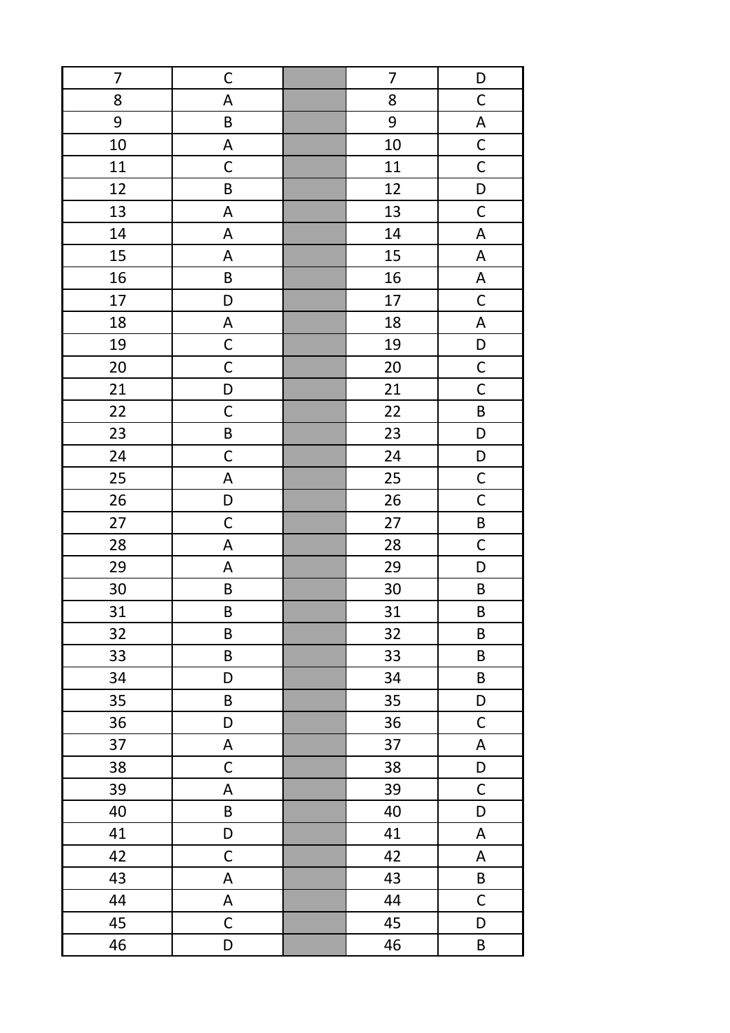| 7 | C | | 7 | D |
|---|---|---|---|---|
| 8 | A | | 8 | C |
| 9 | B | | 9 | A |
| 10 | A | | 10 | C |
| 11 | C | | 11 | C |
| 12 | B | | 12 | D |
| 13 | A | | 13 | C |
| 14 | A | | 14 | A |
| 15 | A | | 15 | A |
| 16 | B | | 16 | A |
| 17 | D | | 17 | C |
| 18 | A | | 18 | A |
| 19 | C | | 19 | D |
| 20 | C | | 20 | C |
| 21 | D | | 21 | C |
| 22 | C | | 22 | B |
| 23 | B | | 23 | D |
| 24 | C | | 24 | D |
| 25 | A | | 25 | C |
| 26 | D | | 26 | C |
| 27 | C | | 27 | B |
| 28 | A | | 28 | C |
| 29 | A | | 29 | D |
| 30 | B | | 30 | B |
| 31 | B | | 31 | B |
| 32 | B | | 32 | B |
| 33 | B | | 33 | B |
| 34 | D | | 34 | B |
| 35 | B | | 35 | D |
| 36 | D | | 36 | C |
| 37 | A | | 37 | A |
| 38 | C | | 38 | D |
| 39 | A | | 39 | C |
| 40 | B | | 40 | D |
| 41 | D | | 41 | A |
| 42 | C | | 42 | A |
| 43 | A | | 43 | B |
| 44 | A | | 44 | C |
| 45 | C | | 45 | D |
| 46 | D | | 46 | B |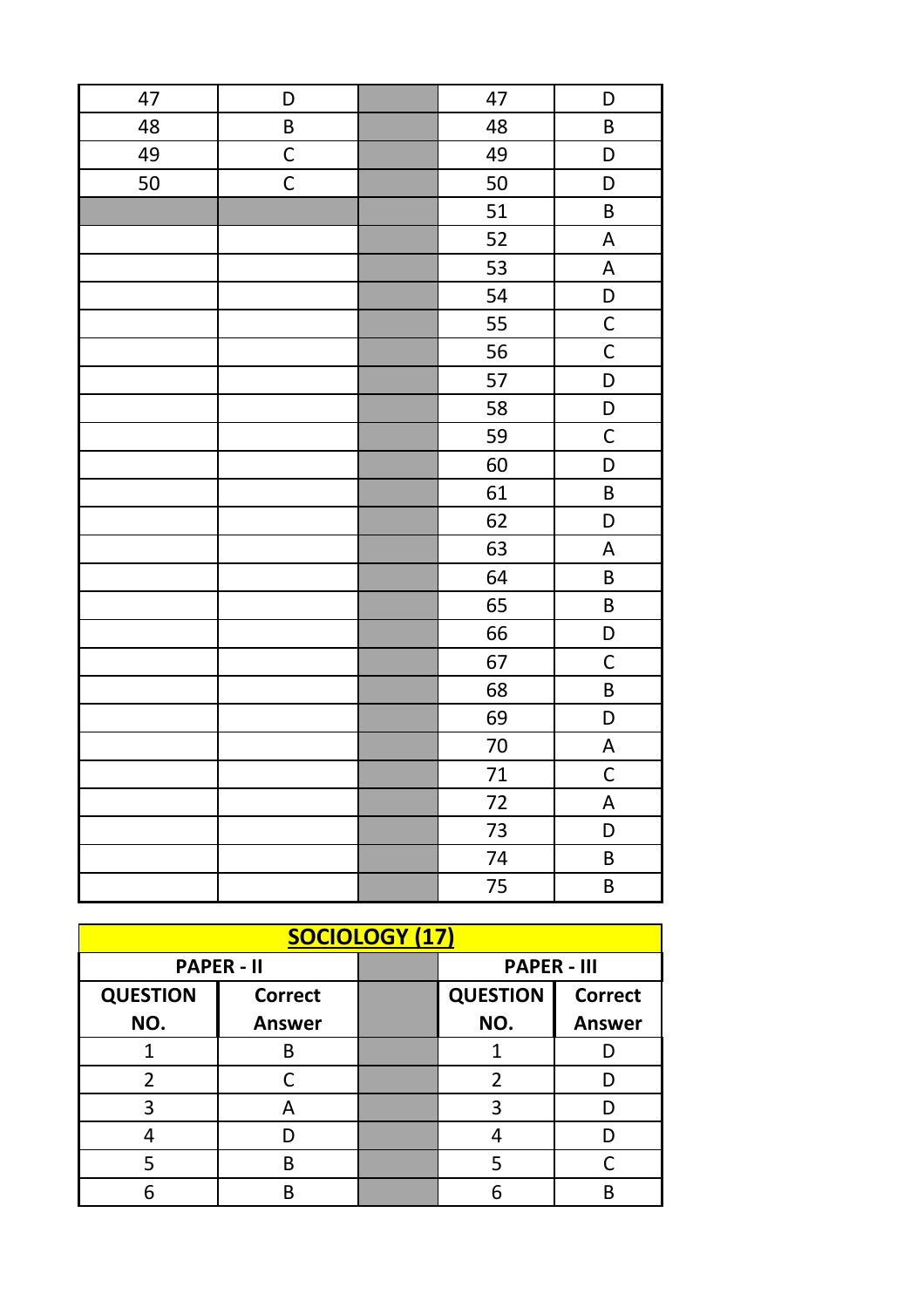| | | | | |
|---|---|---|---|---|
| 47 | D | | 47 | D |
| 48 | B | | 48 | B |
| 49 | C | | 49 | D |
| 50 | C | | 50 | D |
| | | | 51 | B |
| | | | 52 | A |
| | | | 53 | A |
| | | | 54 | D |
| | | | 55 | C |
| | | | 56 | C |
| | | | 57 | D |
| | | | 58 | D |
| | | | 59 | C |
| | | | 60 | D |
| | | | 61 | B |
| | | | 62 | D |
| | | | 63 | A |
| | | | 64 | B |
| | | | 65 | B |
| | | | 66 | D |
| | | | 67 | C |
| | | | 68 | B |
| | | | 69 | D |
| | | | 70 | A |
| | | | 71 | C |
| | | | 72 | A |
| | | | 73 | D |
| | | | 74 | B |
| | | | 75 | B |

## SOCIOLOGY (17)

| PAPER - II | | | PAPER - III | |
|---|---|---|---|---|
| QUESTION NO. | Correct Answer | | QUESTION NO. | Correct Answer |
| 1 | B | | 1 | D |
| 2 | C | | 2 | D |
| 3 | A | | 3 | D |
| 4 | D | | 4 | D |
| 5 | B | | 5 | C |
| 6 | B | | 6 | B |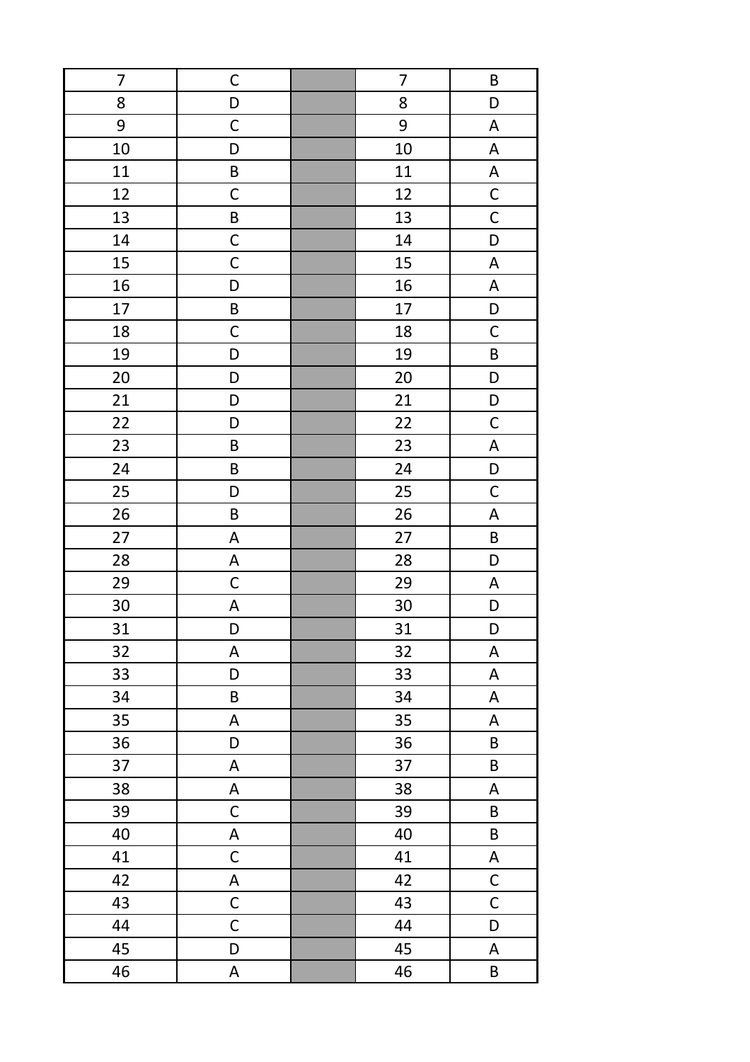| 7 | C | | 7 | B |
|---|---|---|---|---|
| 8 | D | | 8 | D |
| 9 | C | | 9 | A |
| 10 | D | | 10 | A |
| 11 | B | | 11 | A |
| 12 | C | | 12 | C |
| 13 | B | | 13 | C |
| 14 | C | | 14 | D |
| 15 | C | | 15 | A |
| 16 | D | | 16 | A |
| 17 | B | | 17 | D |
| 18 | C | | 18 | C |
| 19 | D | | 19 | B |
| 20 | D | | 20 | D |
| 21 | D | | 21 | D |
| 22 | D | | 22 | C |
| 23 | B | | 23 | A |
| 24 | B | | 24 | D |
| 25 | D | | 25 | C |
| 26 | B | | 26 | A |
| 27 | A | | 27 | B |
| 28 | A | | 28 | D |
| 29 | C | | 29 | A |
| 30 | A | | 30 | D |
| 31 | D | | 31 | D |
| 32 | A | | 32 | A |
| 33 | D | | 33 | A |
| 34 | B | | 34 | A |
| 35 | A | | 35 | A |
| 36 | D | | 36 | B |
| 37 | A | | 37 | B |
| 38 | A | | 38 | A |
| 39 | C | | 39 | B |
| 40 | A | | 40 | B |
| 41 | C | | 41 | A |
| 42 | A | | 42 | C |
| 43 | C | | 43 | C |
| 44 | C | | 44 | D |
| 45 | D | | 45 | A |
| 46 | A | | 46 | B |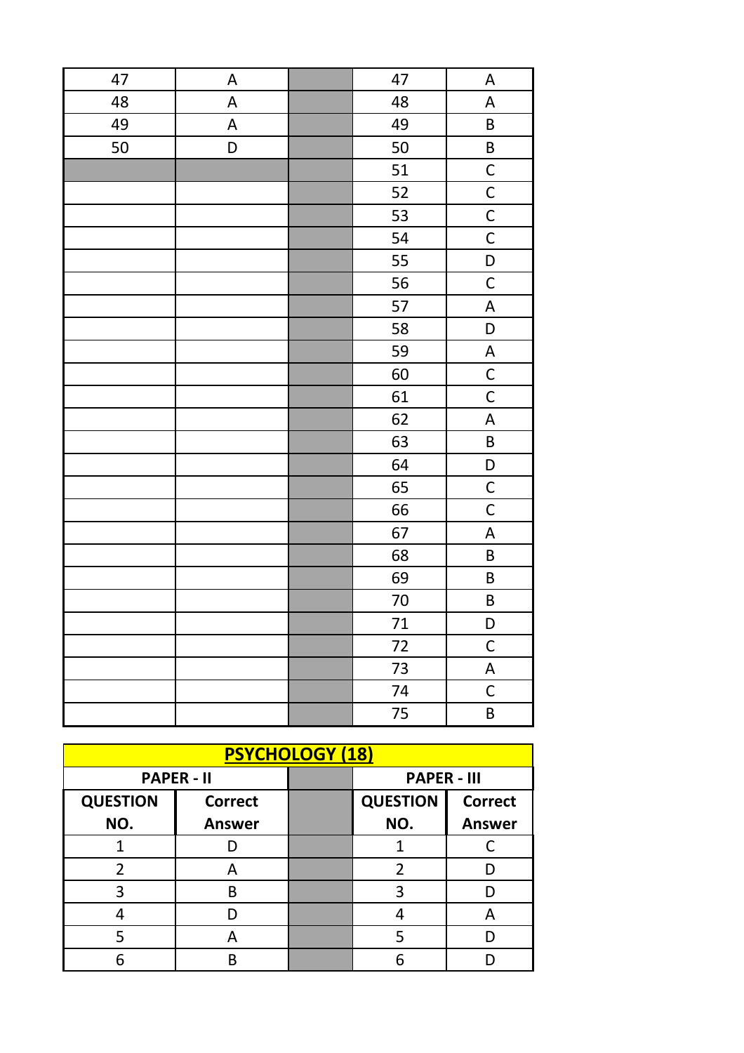| | | | | |
|---|---|---|---|---|
| 47 | A | | 47 | A |
| 48 | A | | 48 | A |
| 49 | A | | 49 | B |
| 50 | D | | 50 | B |
| | | | 51 | C |
| | | | 52 | C |
| | | | 53 | C |
| | | | 54 | C |
| | | | 55 | D |
| | | | 56 | C |
| | | | 57 | A |
| | | | 58 | D |
| | | | 59 | A |
| | | | 60 | C |
| | | | 61 | C |
| | | | 62 | A |
| | | | 63 | B |
| | | | 64 | D |
| | | | 65 | C |
| | | | 66 | C |
| | | | 67 | A |
| | | | 68 | B |
| | | | 69 | B |
| | | | 70 | B |
| | | | 71 | D |
| | | | 72 | C |
| | | | 73 | A |
| | | | 74 | C |
| | | | 75 | B |

## PSYCHOLOGY (18)

| PAPER - II | | | PAPER - III | |
|---|---|---|---|---|
| QUESTION NO. | Correct Answer | | QUESTION NO. | Correct Answer |
| 1 | D | | 1 | C |
| 2 | A | | 2 | D |
| 3 | B | | 3 | D |
| 4 | D | | 4 | A |
| 5 | A | | 5 | D |
| 6 | B | | 6 | D |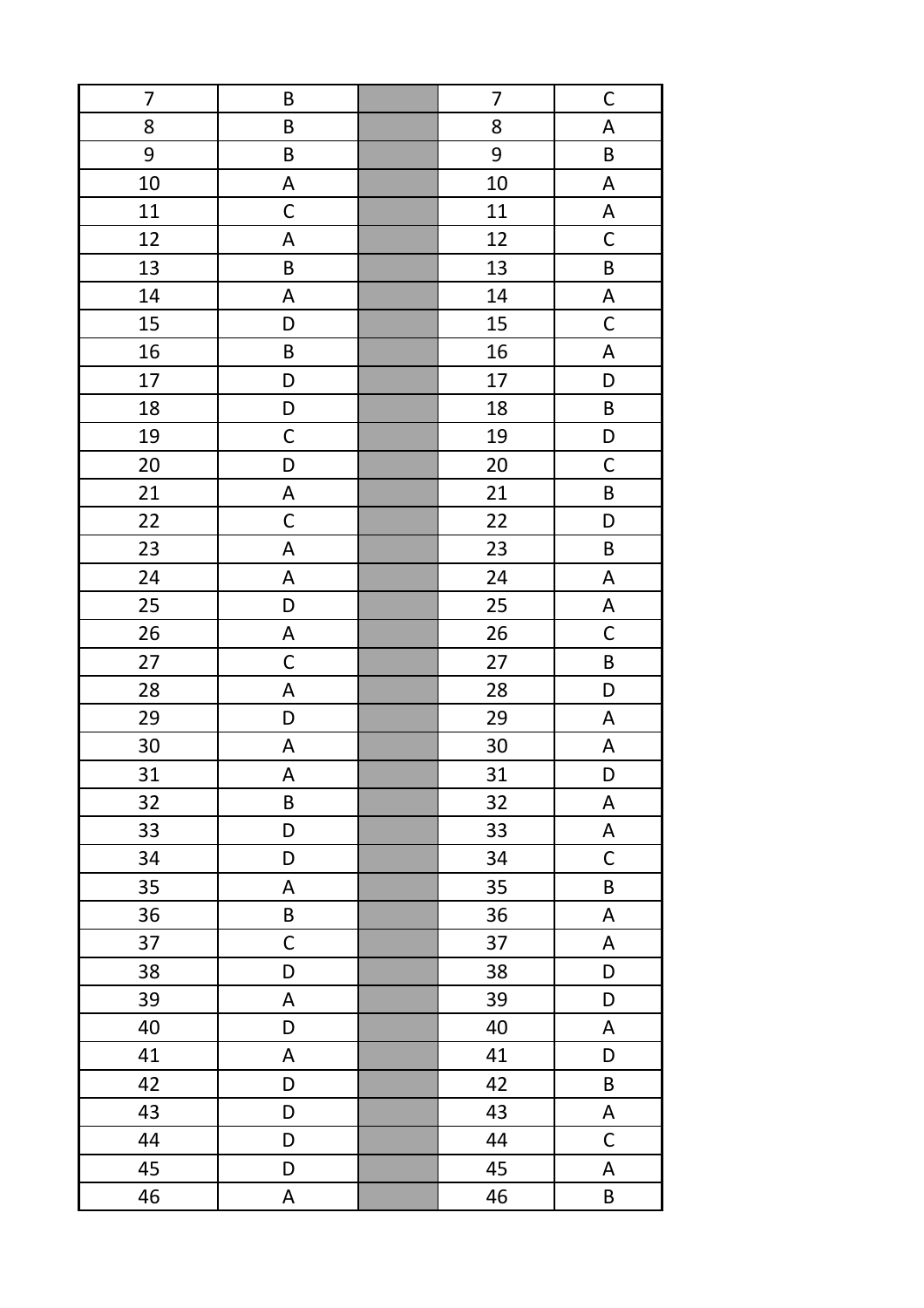| 7 | B | | 7 | C |
|---|---|---|---|---|
| 8 | B | | 8 | A |
| 9 | B | | 9 | B |
| 10 | A | | 10 | A |
| 11 | C | | 11 | A |
| 12 | A | | 12 | C |
| 13 | B | | 13 | B |
| 14 | A | | 14 | A |
| 15 | D | | 15 | C |
| 16 | B | | 16 | A |
| 17 | D | | 17 | D |
| 18 | D | | 18 | B |
| 19 | C | | 19 | D |
| 20 | D | | 20 | C |
| 21 | A | | 21 | B |
| 22 | C | | 22 | D |
| 23 | A | | 23 | B |
| 24 | A | | 24 | A |
| 25 | D | | 25 | A |
| 26 | A | | 26 | C |
| 27 | C | | 27 | B |
| 28 | A | | 28 | D |
| 29 | D | | 29 | A |
| 30 | A | | 30 | A |
| 31 | A | | 31 | D |
| 32 | B | | 32 | A |
| 33 | D | | 33 | A |
| 34 | D | | 34 | C |
| 35 | A | | 35 | B |
| 36 | B | | 36 | A |
| 37 | C | | 37 | A |
| 38 | D | | 38 | D |
| 39 | A | | 39 | D |
| 40 | D | | 40 | A |
| 41 | A | | 41 | D |
| 42 | D | | 42 | B |
| 43 | D | | 43 | A |
| 44 | D | | 44 | C |
| 45 | D | | 45 | A |
| 46 | A | | 46 | B |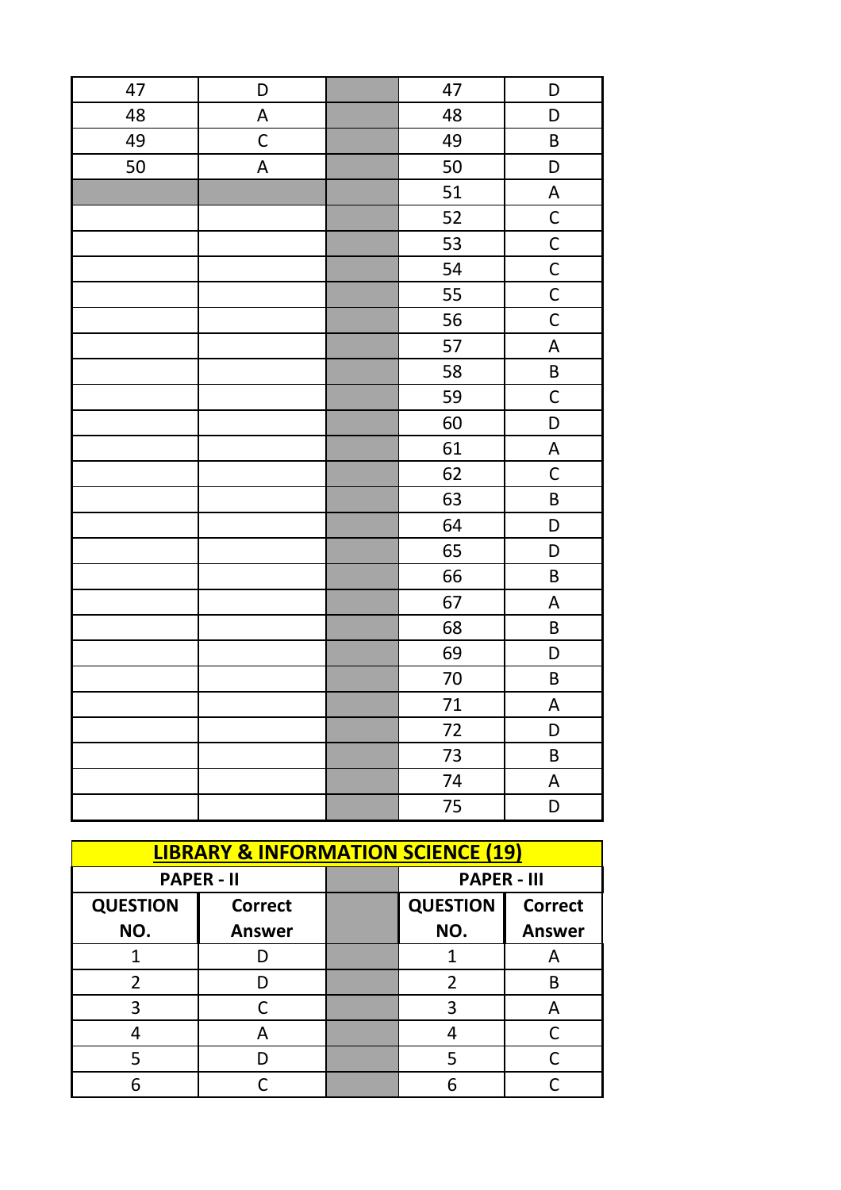| | | | | |
|---|---|---|---|---|
| 47 | D | | 47 | D |
| 48 | A | | 48 | D |
| 49 | C | | 49 | B |
| 50 | A | | 50 | D |
| | | | 51 | A |
| | | | 52 | C |
| | | | 53 | C |
| | | | 54 | C |
| | | | 55 | C |
| | | | 56 | C |
| | | | 57 | A |
| | | | 58 | B |
| | | | 59 | C |
| | | | 60 | D |
| | | | 61 | A |
| | | | 62 | C |
| | | | 63 | B |
| | | | 64 | D |
| | | | 65 | D |
| | | | 66 | B |
| | | | 67 | A |
| | | | 68 | B |
| | | | 69 | D |
| | | | 70 | B |
| | | | 71 | A |
| | | | 72 | D |
| | | | 73 | B |
| | | | 74 | A |
| | | | 75 | D |

## LIBRARY & INFORMATION SCIENCE (19)

| PAPER - II | | | PAPER - III | |
|---|---|---|---|---|
| **QUESTION NO.** | **Correct Answer** | | **QUESTION NO.** | **Correct Answer** |
| 1 | D | | 1 | A |
| 2 | D | | 2 | B |
| 3 | C | | 3 | A |
| 4 | A | | 4 | C |
| 5 | D | | 5 | C |
| 6 | C | | 6 | C |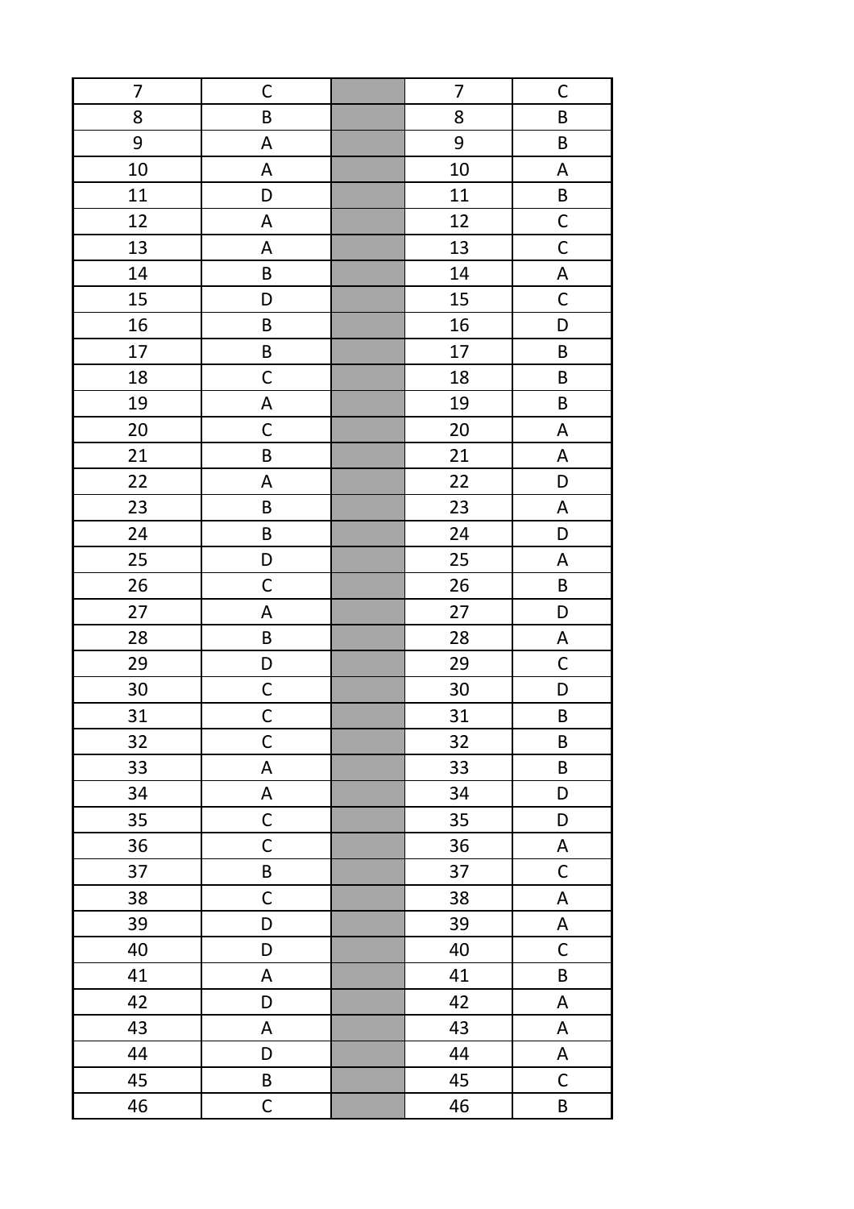| 7 | C | | 7 | C |
|---|---|---|---|---|
| 8 | B | | 8 | B |
| 9 | A | | 9 | B |
| 10 | A | | 10 | A |
| 11 | D | | 11 | B |
| 12 | A | | 12 | C |
| 13 | A | | 13 | C |
| 14 | B | | 14 | A |
| 15 | D | | 15 | C |
| 16 | B | | 16 | D |
| 17 | B | | 17 | B |
| 18 | C | | 18 | B |
| 19 | A | | 19 | B |
| 20 | C | | 20 | A |
| 21 | B | | 21 | A |
| 22 | A | | 22 | D |
| 23 | B | | 23 | A |
| 24 | B | | 24 | D |
| 25 | D | | 25 | A |
| 26 | C | | 26 | B |
| 27 | A | | 27 | D |
| 28 | B | | 28 | A |
| 29 | D | | 29 | C |
| 30 | C | | 30 | D |
| 31 | C | | 31 | B |
| 32 | C | | 32 | B |
| 33 | A | | 33 | B |
| 34 | A | | 34 | D |
| 35 | C | | 35 | D |
| 36 | C | | 36 | A |
| 37 | B | | 37 | C |
| 38 | C | | 38 | A |
| 39 | D | | 39 | A |
| 40 | D | | 40 | C |
| 41 | A | | 41 | B |
| 42 | D | | 42 | A |
| 43 | A | | 43 | A |
| 44 | D | | 44 | A |
| 45 | B | | 45 | C |
| 46 | C | | 46 | B |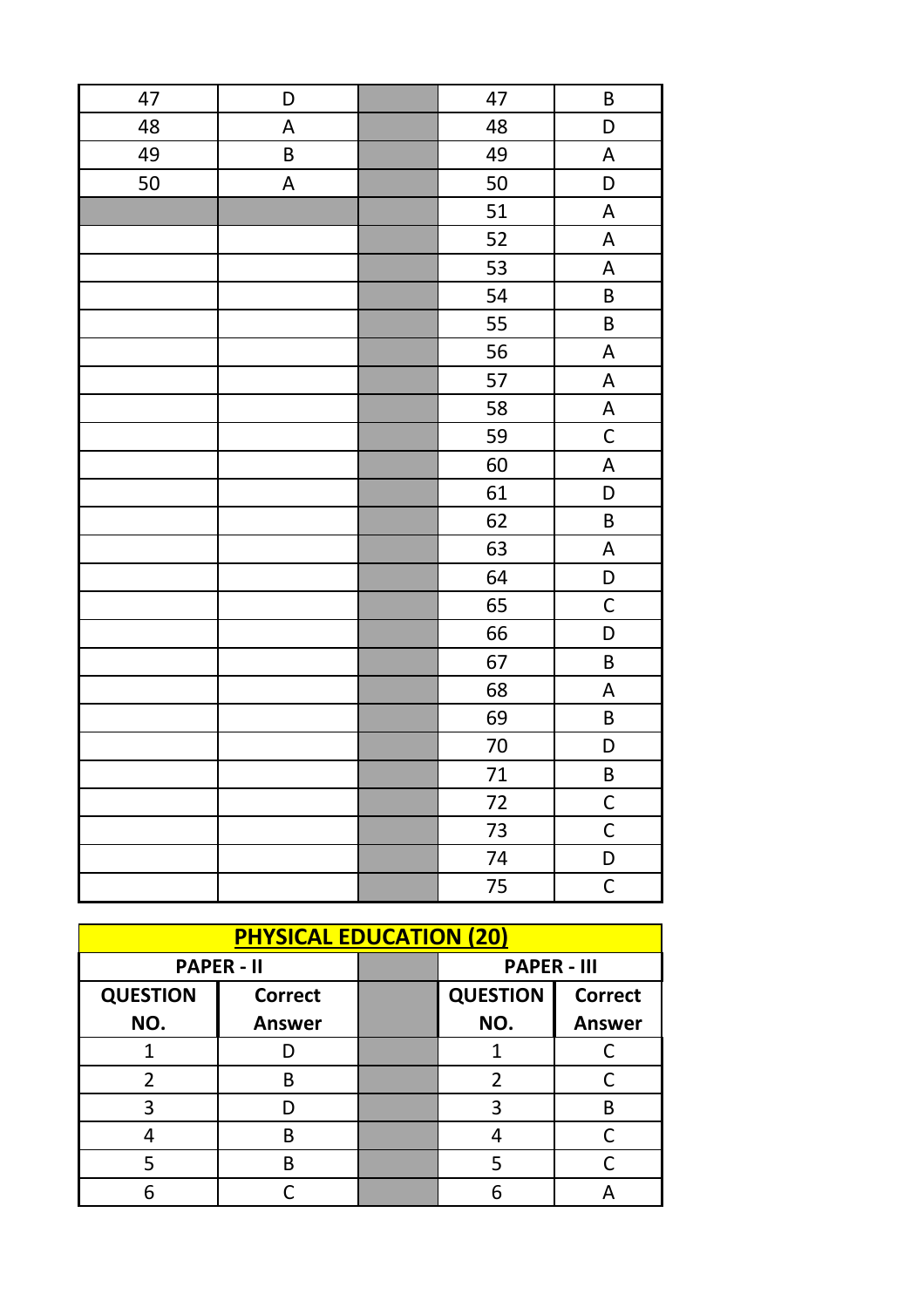| | | | | |
|---|---|---|---|---|
| 47 | D | | 47 | B |
| 48 | A | | 48 | D |
| 49 | B | | 49 | A |
| 50 | A | | 50 | D |
| | | | 51 | A |
| | | | 52 | A |
| | | | 53 | A |
| | | | 54 | B |
| | | | 55 | B |
| | | | 56 | A |
| | | | 57 | A |
| | | | 58 | A |
| | | | 59 | C |
| | | | 60 | A |
| | | | 61 | D |
| | | | 62 | B |
| | | | 63 | A |
| | | | 64 | D |
| | | | 65 | C |
| | | | 66 | D |
| | | | 67 | B |
| | | | 68 | A |
| | | | 69 | B |
| | | | 70 | D |
| | | | 71 | B |
| | | | 72 | C |
| | | | 73 | C |
| | | | 74 | D |
| | | | 75 | C |

## PHYSICAL EDUCATION (20)

| PAPER - II | | | PAPER - III | |
|---|---|---|---|---|
| **QUESTION NO.** | **Correct Answer** | | **QUESTION NO.** | **Correct Answer** |
| 1 | D | | 1 | C |
| 2 | B | | 2 | C |
| 3 | D | | 3 | B |
| 4 | B | | 4 | C |
| 5 | B | | 5 | C |
| 6 | C | | 6 | A |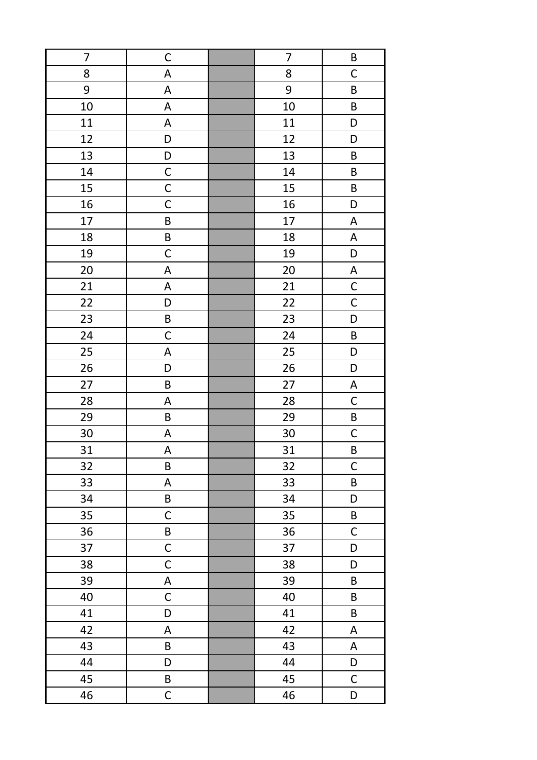| 7 | C | | 7 | B |
|---|---|---|---|---|
| 8 | A | | 8 | C |
| 9 | A | | 9 | B |
| 10 | A | | 10 | B |
| 11 | A | | 11 | D |
| 12 | D | | 12 | D |
| 13 | D | | 13 | B |
| 14 | C | | 14 | B |
| 15 | C | | 15 | B |
| 16 | C | | 16 | D |
| 17 | B | | 17 | A |
| 18 | B | | 18 | A |
| 19 | C | | 19 | D |
| 20 | A | | 20 | A |
| 21 | A | | 21 | C |
| 22 | D | | 22 | C |
| 23 | B | | 23 | D |
| 24 | C | | 24 | B |
| 25 | A | | 25 | D |
| 26 | D | | 26 | D |
| 27 | B | | 27 | A |
| 28 | A | | 28 | C |
| 29 | B | | 29 | B |
| 30 | A | | 30 | C |
| 31 | A | | 31 | B |
| 32 | B | | 32 | C |
| 33 | A | | 33 | B |
| 34 | B | | 34 | D |
| 35 | C | | 35 | B |
| 36 | B | | 36 | C |
| 37 | C | | 37 | D |
| 38 | C | | 38 | D |
| 39 | A | | 39 | B |
| 40 | C | | 40 | B |
| 41 | D | | 41 | B |
| 42 | A | | 42 | A |
| 43 | B | | 43 | A |
| 44 | D | | 44 | D |
| 45 | B | | 45 | C |
| 46 | C | | 46 | D |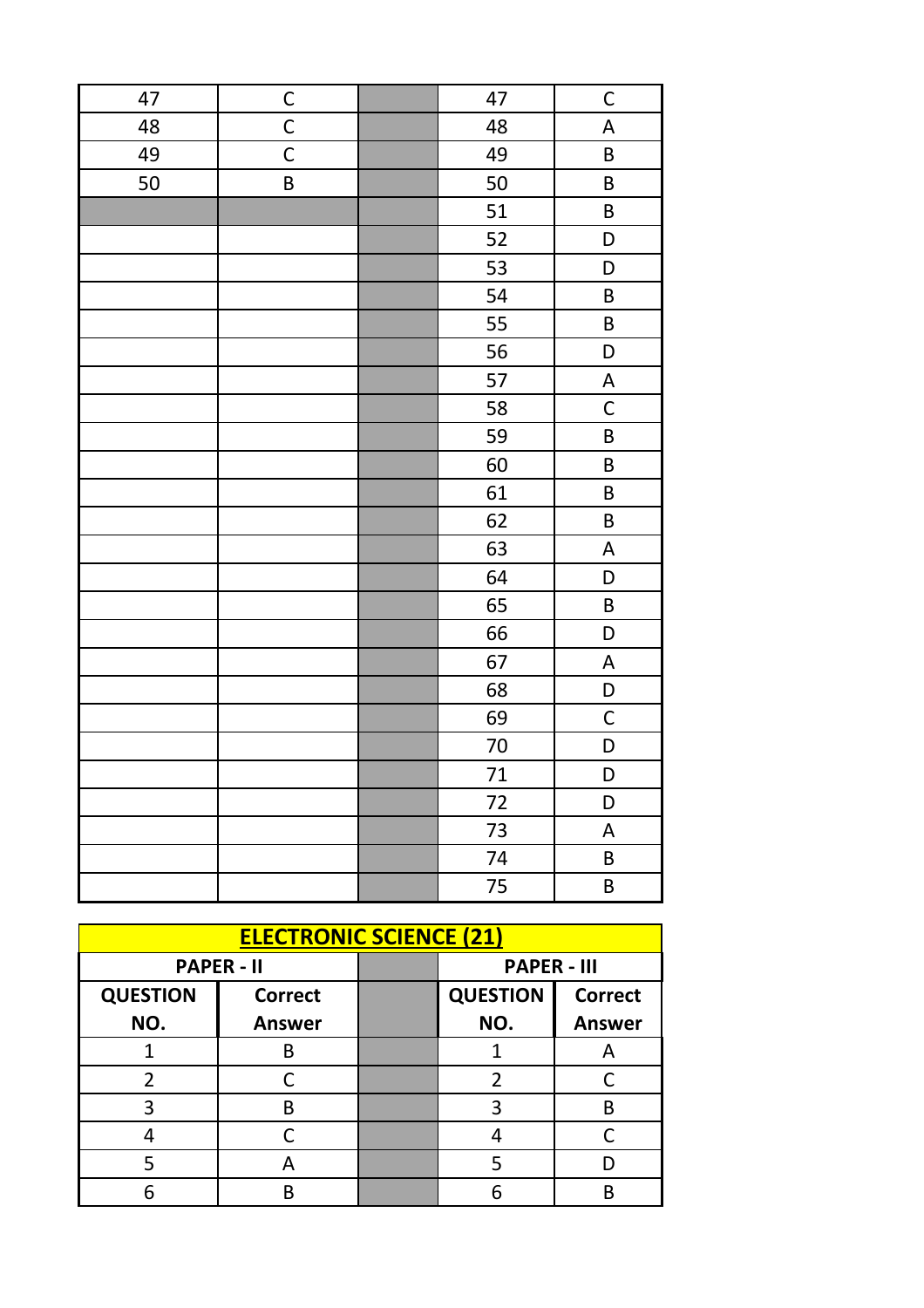| | | | | |
|---|---|---|---|---|
| 47 | C | | 47 | C |
| 48 | C | | 48 | A |
| 49 | C | | 49 | B |
| 50 | B | | 50 | B |
| | | | 51 | B |
| | | | 52 | D |
| | | | 53 | D |
| | | | 54 | B |
| | | | 55 | B |
| | | | 56 | D |
| | | | 57 | A |
| | | | 58 | C |
| | | | 59 | B |
| | | | 60 | B |
| | | | 61 | B |
| | | | 62 | B |
| | | | 63 | A |
| | | | 64 | D |
| | | | 65 | B |
| | | | 66 | D |
| | | | 67 | A |
| | | | 68 | D |
| | | | 69 | C |
| | | | 70 | D |
| | | | 71 | D |
| | | | 72 | D |
| | | | 73 | A |
| | | | 74 | B |
| | | | 75 | B |

## ELECTRONIC SCIENCE (21)

| PAPER - II | | | PAPER - III | |
|---|---|---|---|---|
| QUESTION NO. | Correct Answer | | QUESTION NO. | Correct Answer |
| 1 | B | | 1 | A |
| 2 | C | | 2 | C |
| 3 | B | | 3 | B |
| 4 | C | | 4 | C |
| 5 | A | | 5 | D |
| 6 | B | | 6 | B |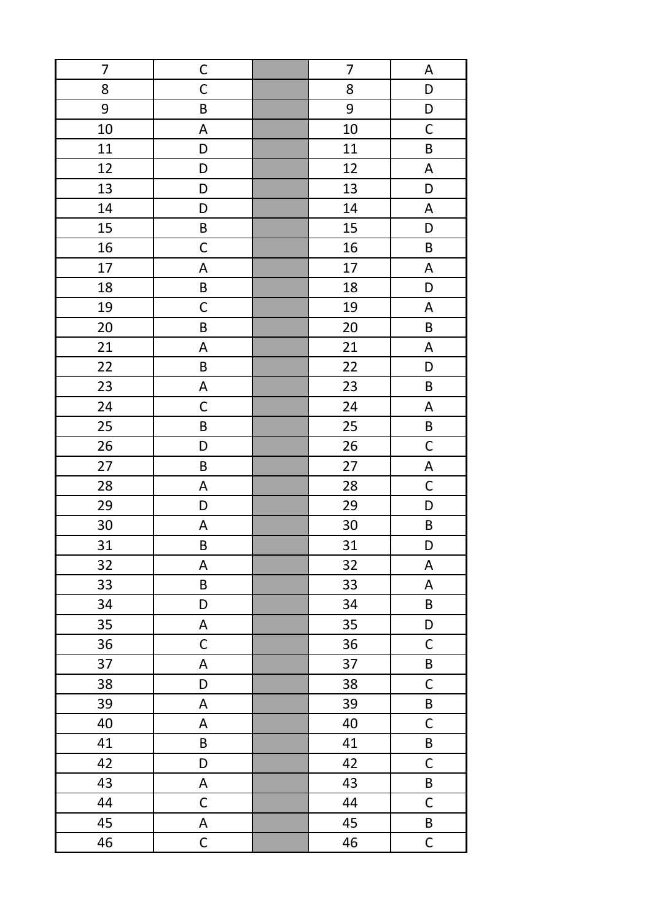| 7 | C | | 7 | A |
|---|---|---|---|---|
| 8 | C | | 8 | D |
| 9 | B | | 9 | D |
| 10 | A | | 10 | C |
| 11 | D | | 11 | B |
| 12 | D | | 12 | A |
| 13 | D | | 13 | D |
| 14 | D | | 14 | A |
| 15 | B | | 15 | D |
| 16 | C | | 16 | B |
| 17 | A | | 17 | A |
| 18 | B | | 18 | D |
| 19 | C | | 19 | A |
| 20 | B | | 20 | B |
| 21 | A | | 21 | A |
| 22 | B | | 22 | D |
| 23 | A | | 23 | B |
| 24 | C | | 24 | A |
| 25 | B | | 25 | B |
| 26 | D | | 26 | C |
| 27 | B | | 27 | A |
| 28 | A | | 28 | C |
| 29 | D | | 29 | D |
| 30 | A | | 30 | B |
| 31 | B | | 31 | D |
| 32 | A | | 32 | A |
| 33 | B | | 33 | A |
| 34 | D | | 34 | B |
| 35 | A | | 35 | D |
| 36 | C | | 36 | C |
| 37 | A | | 37 | B |
| 38 | D | | 38 | C |
| 39 | A | | 39 | B |
| 40 | A | | 40 | C |
| 41 | B | | 41 | B |
| 42 | D | | 42 | C |
| 43 | A | | 43 | B |
| 44 | C | | 44 | C |
| 45 | A | | 45 | B |
| 46 | C | | 46 | C |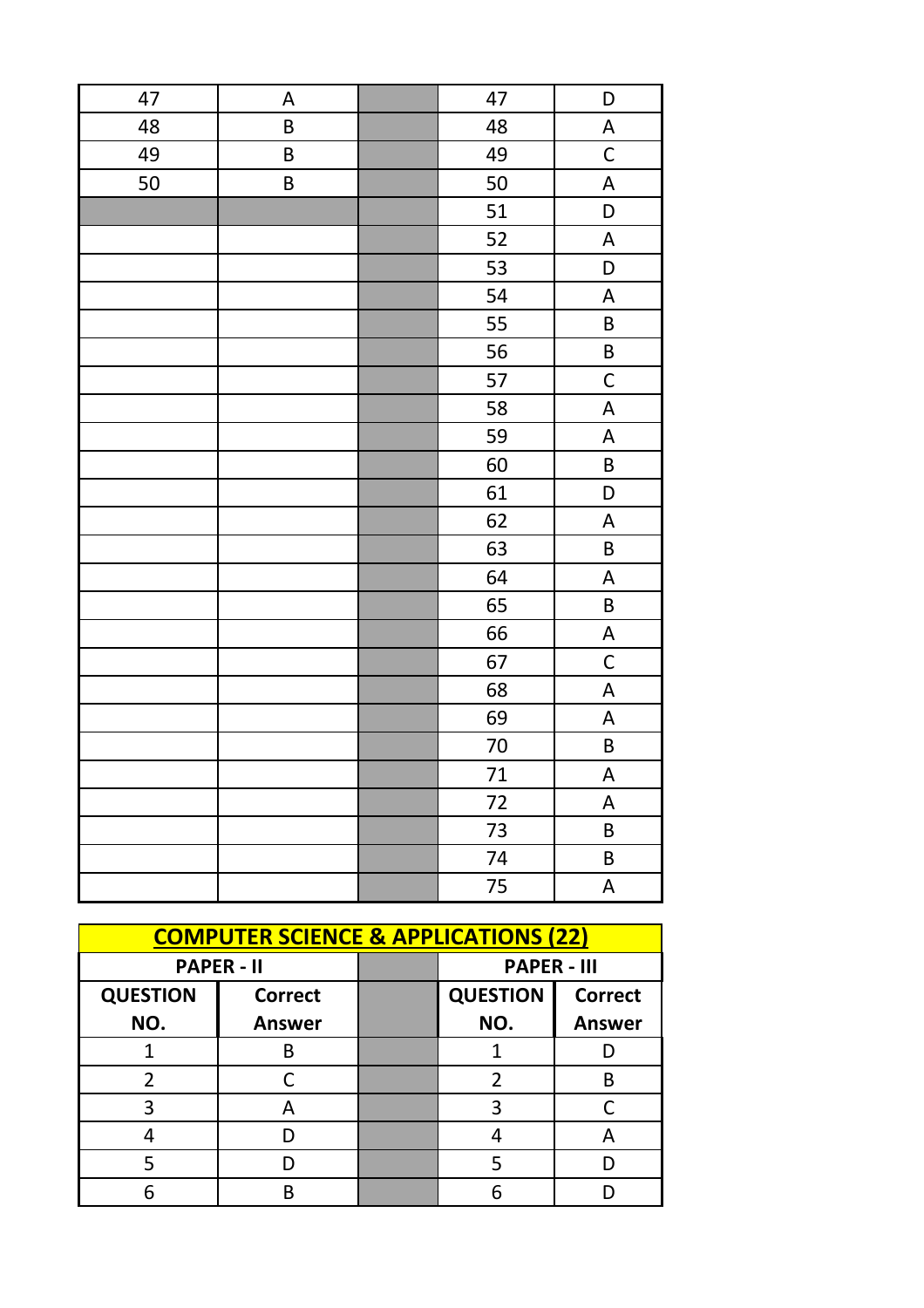| | | | | |
|---|---|---|---|---|
| 47 | A | | 47 | D |
| 48 | B | | 48 | A |
| 49 | B | | 49 | C |
| 50 | B | | 50 | A |
| | | | 51 | D |
| | | | 52 | A |
| | | | 53 | D |
| | | | 54 | A |
| | | | 55 | B |
| | | | 56 | B |
| | | | 57 | C |
| | | | 58 | A |
| | | | 59 | A |
| | | | 60 | B |
| | | | 61 | D |
| | | | 62 | A |
| | | | 63 | B |
| | | | 64 | A |
| | | | 65 | B |
| | | | 66 | A |
| | | | 67 | C |
| | | | 68 | A |
| | | | 69 | A |
| | | | 70 | B |
| | | | 71 | A |
| | | | 72 | A |
| | | | 73 | B |
| | | | 74 | B |
| | | | 75 | A |

## COMPUTER SCIENCE & APPLICATIONS (22)

| PAPER - II | | | PAPER - III | |
|---|---|---|---|---|
| **QUESTION NO.** | **Correct Answer** | | **QUESTION NO.** | **Correct Answer** |
| 1 | B | | 1 | D |
| 2 | C | | 2 | B |
| 3 | A | | 3 | C |
| 4 | D | | 4 | A |
| 5 | D | | 5 | D |
| 6 | B | | 6 | D |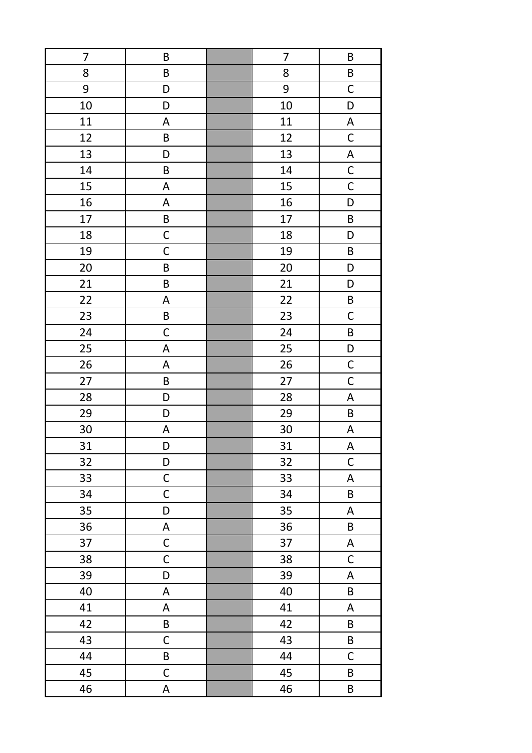| 7 | B | | 7 | B |
|---|---|---|---|---|
| 8 | B | | 8 | B |
| 9 | D | | 9 | C |
| 10 | D | | 10 | D |
| 11 | A | | 11 | A |
| 12 | B | | 12 | C |
| 13 | D | | 13 | A |
| 14 | B | | 14 | C |
| 15 | A | | 15 | C |
| 16 | A | | 16 | D |
| 17 | B | | 17 | B |
| 18 | C | | 18 | D |
| 19 | C | | 19 | B |
| 20 | B | | 20 | D |
| 21 | B | | 21 | D |
| 22 | A | | 22 | B |
| 23 | B | | 23 | C |
| 24 | C | | 24 | B |
| 25 | A | | 25 | D |
| 26 | A | | 26 | C |
| 27 | B | | 27 | C |
| 28 | D | | 28 | A |
| 29 | D | | 29 | B |
| 30 | A | | 30 | A |
| 31 | D | | 31 | A |
| 32 | D | | 32 | C |
| 33 | C | | 33 | A |
| 34 | C | | 34 | B |
| 35 | D | | 35 | A |
| 36 | A | | 36 | B |
| 37 | C | | 37 | A |
| 38 | C | | 38 | C |
| 39 | D | | 39 | A |
| 40 | A | | 40 | B |
| 41 | A | | 41 | A |
| 42 | B | | 42 | B |
| 43 | C | | 43 | B |
| 44 | B | | 44 | C |
| 45 | C | | 45 | B |
| 46 | A | | 46 | B |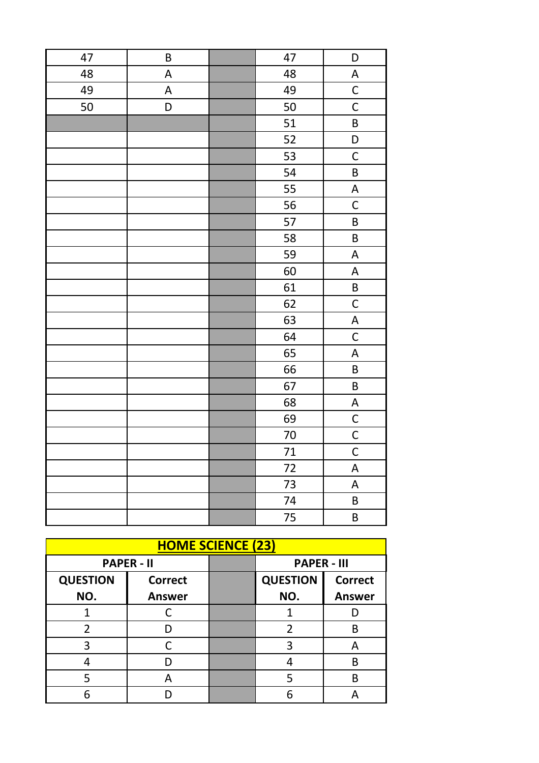| | | | | |
|---|---|---|---|---|
| 47 | B | | 47 | D |
| 48 | A | | 48 | A |
| 49 | A | | 49 | C |
| 50 | D | | 50 | C |
| | | | 51 | B |
| | | | 52 | D |
| | | | 53 | C |
| | | | 54 | B |
| | | | 55 | A |
| | | | 56 | C |
| | | | 57 | B |
| | | | 58 | B |
| | | | 59 | A |
| | | | 60 | A |
| | | | 61 | B |
| | | | 62 | C |
| | | | 63 | A |
| | | | 64 | C |
| | | | 65 | A |
| | | | 66 | B |
| | | | 67 | B |
| | | | 68 | A |
| | | | 69 | C |
| | | | 70 | C |
| | | | 71 | C |
| | | | 72 | A |
| | | | 73 | A |
| | | | 74 | B |
| | | | 75 | B |

## HOME SCIENCE (23)

| PAPER - II | | | PAPER - III | |
|---|---|---|---|---|
| **QUESTION NO.** | **Correct Answer** | | **QUESTION NO.** | **Correct Answer** |
| 1 | C | | 1 | D |
| 2 | D | | 2 | B |
| 3 | C | | 3 | A |
| 4 | D | | 4 | B |
| 5 | A | | 5 | B |
| 6 | D | | 6 | A |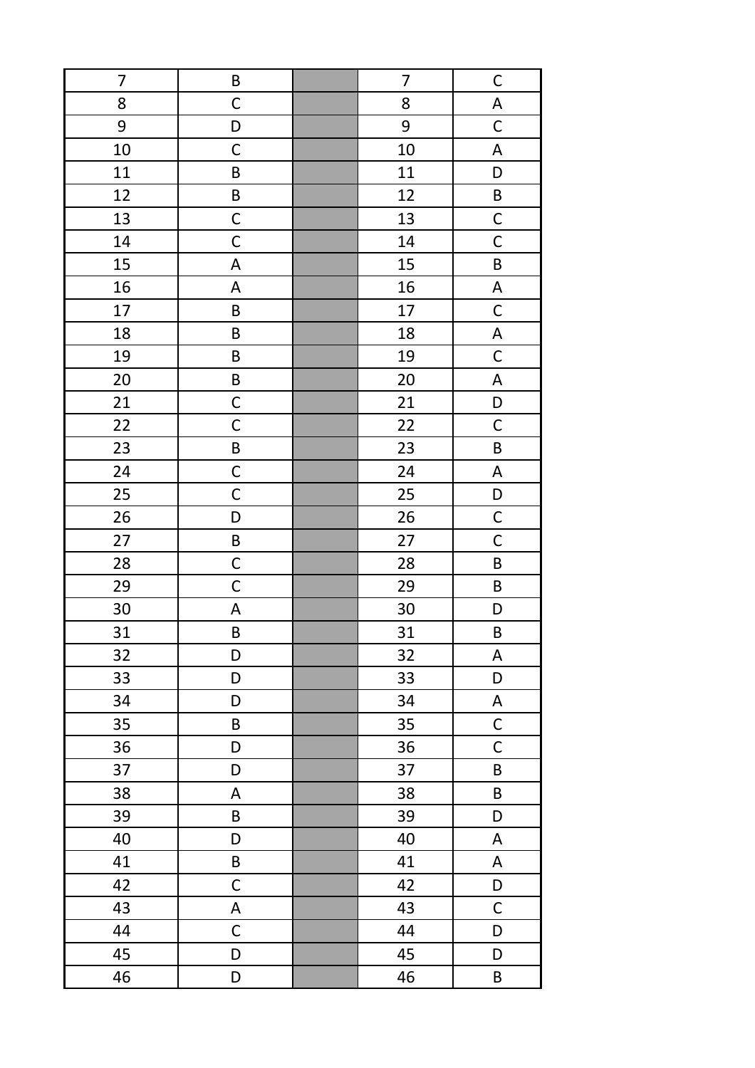| 7 | B | | 7 | C |
|---|---|---|---|---|
| 8 | C | | 8 | A |
| 9 | D | | 9 | C |
| 10 | C | | 10 | A |
| 11 | B | | 11 | D |
| 12 | B | | 12 | B |
| 13 | C | | 13 | C |
| 14 | C | | 14 | C |
| 15 | A | | 15 | B |
| 16 | A | | 16 | A |
| 17 | B | | 17 | C |
| 18 | B | | 18 | A |
| 19 | B | | 19 | C |
| 20 | B | | 20 | A |
| 21 | C | | 21 | D |
| 22 | C | | 22 | C |
| 23 | B | | 23 | B |
| 24 | C | | 24 | A |
| 25 | C | | 25 | D |
| 26 | D | | 26 | C |
| 27 | B | | 27 | C |
| 28 | C | | 28 | B |
| 29 | C | | 29 | B |
| 30 | A | | 30 | D |
| 31 | B | | 31 | B |
| 32 | D | | 32 | A |
| 33 | D | | 33 | D |
| 34 | D | | 34 | A |
| 35 | B | | 35 | C |
| 36 | D | | 36 | C |
| 37 | D | | 37 | B |
| 38 | A | | 38 | B |
| 39 | B | | 39 | D |
| 40 | D | | 40 | A |
| 41 | B | | 41 | A |
| 42 | C | | 42 | D |
| 43 | A | | 43 | C |
| 44 | C | | 44 | D |
| 45 | D | | 45 | D |
| 46 | D | | 46 | B |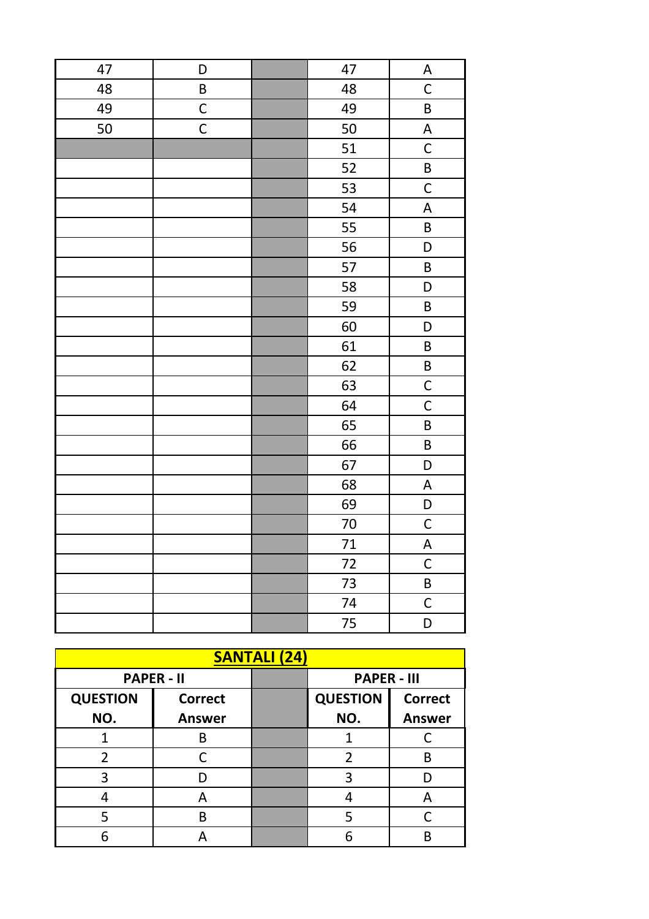| | | | | |
|---|---|---|---|---|
| 47 | D | | 47 | A |
| 48 | B | | 48 | C |
| 49 | C | | 49 | B |
| 50 | C | | 50 | A |
| | | | 51 | C |
| | | | 52 | B |
| | | | 53 | C |
| | | | 54 | A |
| | | | 55 | B |
| | | | 56 | D |
| | | | 57 | B |
| | | | 58 | D |
| | | | 59 | B |
| | | | 60 | D |
| | | | 61 | B |
| | | | 62 | B |
| | | | 63 | C |
| | | | 64 | C |
| | | | 65 | B |
| | | | 66 | B |
| | | | 67 | D |
| | | | 68 | A |
| | | | 69 | D |
| | | | 70 | C |
| | | | 71 | A |
| | | | 72 | C |
| | | | 73 | B |
| | | | 74 | C |
| | | | 75 | D |

## SANTALI (24)

| PAPER - II | | | PAPER - III | |
|---|---|---|---|---|
| **QUESTION NO.** | **Correct Answer** | | **QUESTION NO.** | **Correct Answer** |
| 1 | B | | 1 | C |
| 2 | C | | 2 | B |
| 3 | D | | 3 | D |
| 4 | A | | 4 | A |
| 5 | B | | 5 | C |
| 6 | A | | 6 | B |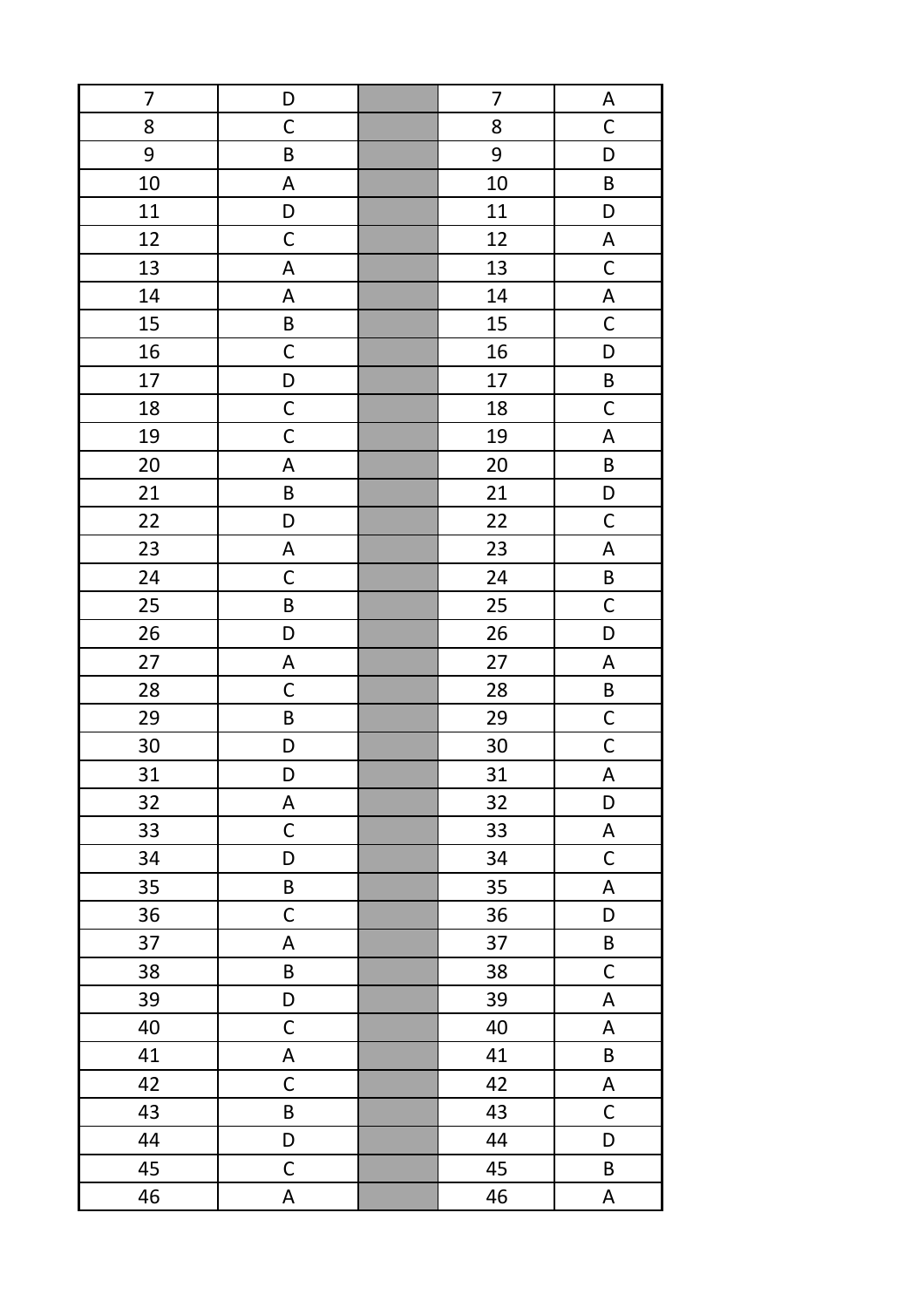| 7 | D | | 7 | A |
|---|---|---|---|---|
| 8 | C | | 8 | C |
| 9 | B | | 9 | D |
| 10 | A | | 10 | B |
| 11 | D | | 11 | D |
| 12 | C | | 12 | A |
| 13 | A | | 13 | C |
| 14 | A | | 14 | A |
| 15 | B | | 15 | C |
| 16 | C | | 16 | D |
| 17 | D | | 17 | B |
| 18 | C | | 18 | C |
| 19 | C | | 19 | A |
| 20 | A | | 20 | B |
| 21 | B | | 21 | D |
| 22 | D | | 22 | C |
| 23 | A | | 23 | A |
| 24 | C | | 24 | B |
| 25 | B | | 25 | C |
| 26 | D | | 26 | D |
| 27 | A | | 27 | A |
| 28 | C | | 28 | B |
| 29 | B | | 29 | C |
| 30 | D | | 30 | C |
| 31 | D | | 31 | A |
| 32 | A | | 32 | D |
| 33 | C | | 33 | A |
| 34 | D | | 34 | C |
| 35 | B | | 35 | A |
| 36 | C | | 36 | D |
| 37 | A | | 37 | B |
| 38 | B | | 38 | C |
| 39 | D | | 39 | A |
| 40 | C | | 40 | A |
| 41 | A | | 41 | B |
| 42 | C | | 42 | A |
| 43 | B | | 43 | C |
| 44 | D | | 44 | D |
| 45 | C | | 45 | B |
| 46 | A | | 46 | A |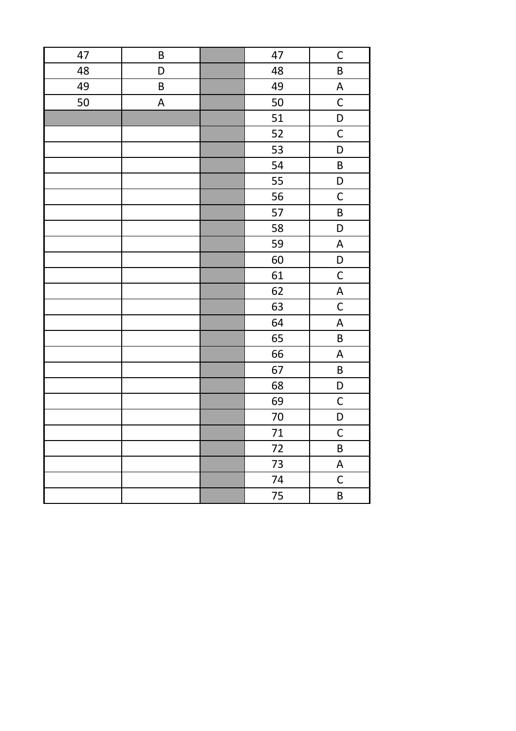| | | | | |
|---|---|---|---|---|
| 47 | B | | 47 | C |
| 48 | D | | 48 | B |
| 49 | B | | 49 | A |
| 50 | A | | 50 | C |
| | | | 51 | D |
| | | | 52 | C |
| | | | 53 | D |
| | | | 54 | B |
| | | | 55 | D |
| | | | 56 | C |
| | | | 57 | B |
| | | | 58 | D |
| | | | 59 | A |
| | | | 60 | D |
| | | | 61 | C |
| | | | 62 | A |
| | | | 63 | C |
| | | | 64 | A |
| | | | 65 | B |
| | | | 66 | A |
| | | | 67 | B |
| | | | 68 | D |
| | | | 69 | C |
| | | | 70 | D |
| | | | 71 | C |
| | | | 72 | B |
| | | | 73 | A |
| | | | 74 | C |
| | | | 75 | B |